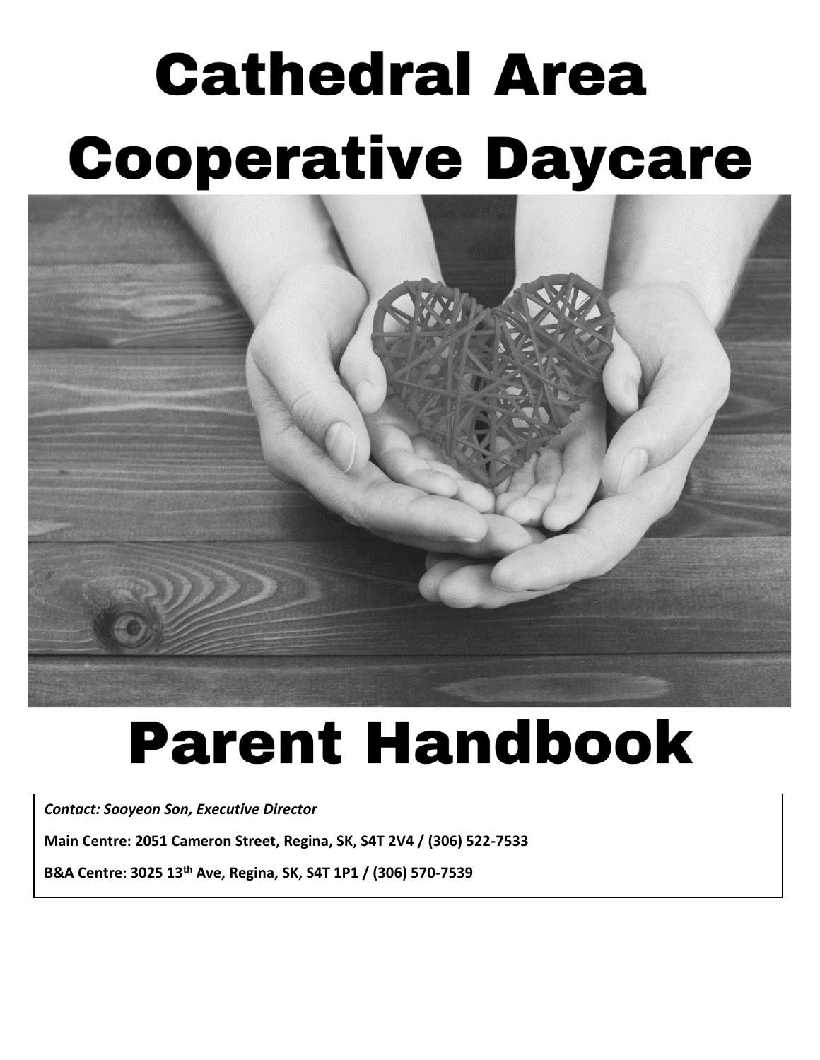# Cathedral Area Cooperative Daycare

# Parent Handbook

***Contact: Sooyeon Son, Executive Director***

**Main Centre: 2051 Cameron Street, Regina, SK, S4T 2V4 / (306) 522-7533**

**B&A Centre: 3025 13th Ave, Regina, SK, S4T 1P1 / (306) 570-7539**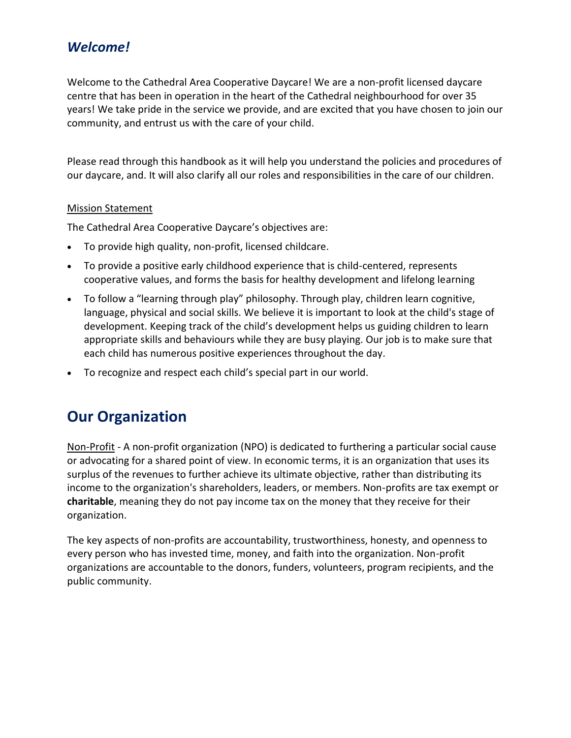## *Welcome!*

Welcome to the Cathedral Area Cooperative Daycare! We are a non-profit licensed daycare centre that has been in operation in the heart of the Cathedral neighbourhood for over 35 years! We take pride in the service we provide, and are excited that you have chosen to join our community, and entrust us with the care of your child.

Please read through this handbook as it will help you understand the policies and procedures of our daycare, and. It will also clarify all our roles and responsibilities in the care of our children.

<u>Mission Statement</u>

The Cathedral Area Cooperative Daycare's objectives are:

- To provide high quality, non-profit, licensed childcare.
- To provide a positive early childhood experience that is child-centered, represents cooperative values, and forms the basis for healthy development and lifelong learning
- To follow a "learning through play" philosophy. Through play, children learn cognitive, language, physical and social skills. We believe it is important to look at the child's stage of development. Keeping track of the child's development helps us guiding children to learn appropriate skills and behaviours while they are busy playing. Our job is to make sure that each child has numerous positive experiences throughout the day.
- To recognize and respect each child's special part in our world.

# Our Organization

<u>Non-Profit</u> - A non-profit organization (NPO) is dedicated to furthering a particular social cause or advocating for a shared point of view. In economic terms, it is an organization that uses its surplus of the revenues to further achieve its ultimate objective, rather than distributing its income to the organization's shareholders, leaders, or members. Non-profits are tax exempt or **charitable**, meaning they do not pay income tax on the money that they receive for their organization.

The key aspects of non-profits are accountability, trustworthiness, honesty, and openness to every person who has invested time, money, and faith into the organization. Non-profit organizations are accountable to the donors, funders, volunteers, program recipients, and the public community.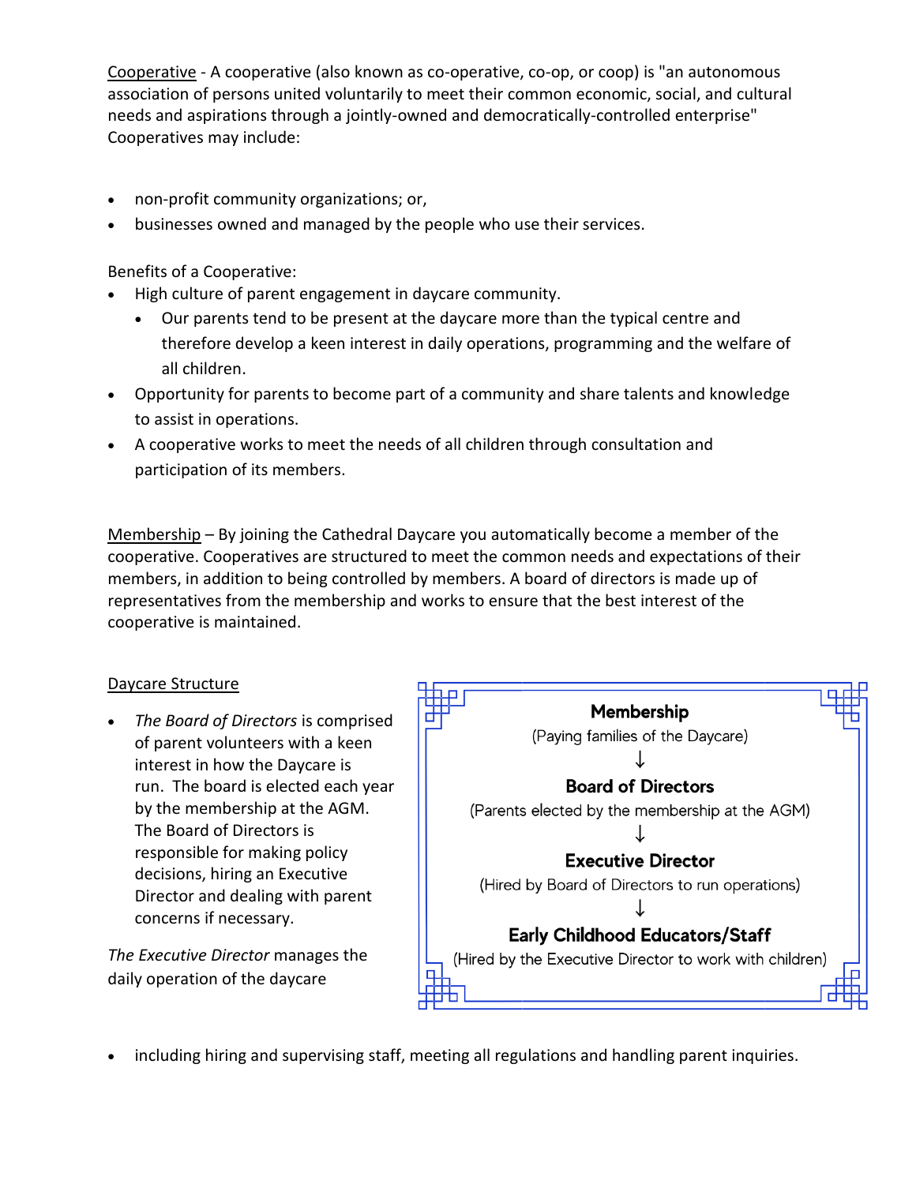Cooperative - A cooperative (also known as co-operative, co-op, or coop) is "an autonomous association of persons united voluntarily to meet their common economic, social, and cultural needs and aspirations through a jointly-owned and democratically-controlled enterprise" Cooperatives may include:

- non-profit community organizations; or,
- businesses owned and managed by the people who use their services.

Benefits of a Cooperative:

- High culture of parent engagement in daycare community.
  - Our parents tend to be present at the daycare more than the typical centre and therefore develop a keen interest in daily operations, programming and the welfare of all children.
- Opportunity for parents to become part of a community and share talents and knowledge to assist in operations.
- A cooperative works to meet the needs of all children through consultation and participation of its members.

Membership – By joining the Cathedral Daycare you automatically become a member of the cooperative. Cooperatives are structured to meet the common needs and expectations of their members, in addition to being controlled by members. A board of directors is made up of representatives from the membership and works to ensure that the best interest of the cooperative is maintained.

Daycare Structure

- *The Board of Directors* is comprised of parent volunteers with a keen interest in how the Daycare is run. The board is elected each year by the membership at the AGM. The Board of Directors is responsible for making policy decisions, hiring an Executive Director and dealing with parent concerns if necessary.

*The Executive Director* manages the daily operation of the daycare

- including hiring and supervising staff, meeting all regulations and handling parent inquiries.

**Membership**
(Paying families of the Daycare)
↓
**Board of Directors**
(Parents elected by the membership at the AGM)
↓
**Executive Director**
(Hired by Board of Directors to run operations)
↓
**Early Childhood Educators/Staff**
(Hired by the Executive Director to work with children)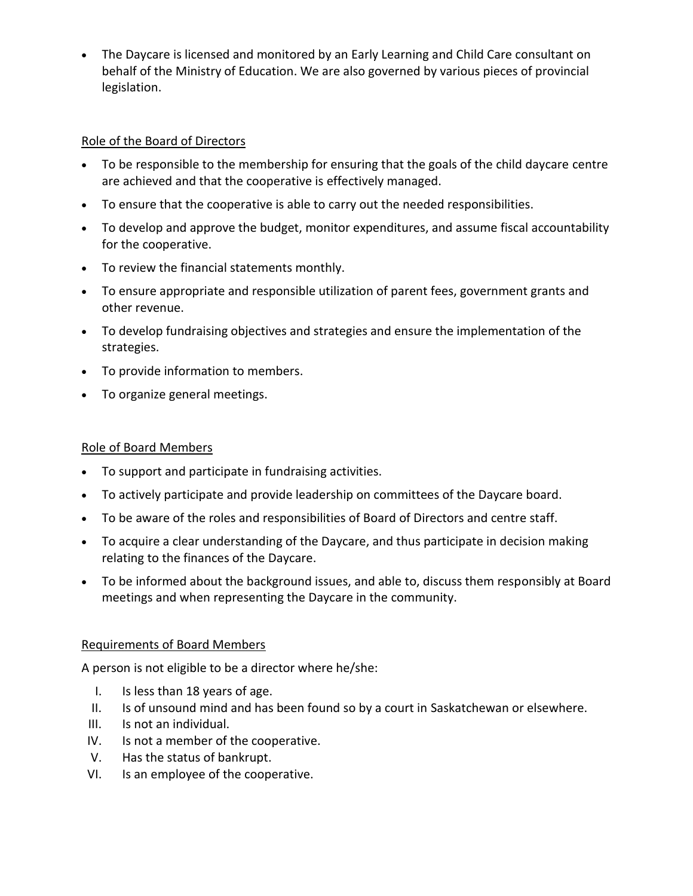- The Daycare is licensed and monitored by an Early Learning and Child Care consultant on behalf of the Ministry of Education. We are also governed by various pieces of provincial legislation.

## Role of the Board of Directors

- To be responsible to the membership for ensuring that the goals of the child daycare centre are achieved and that the cooperative is effectively managed.
- To ensure that the cooperative is able to carry out the needed responsibilities.
- To develop and approve the budget, monitor expenditures, and assume fiscal accountability for the cooperative.
- To review the financial statements monthly.
- To ensure appropriate and responsible utilization of parent fees, government grants and other revenue.
- To develop fundraising objectives and strategies and ensure the implementation of the strategies.
- To provide information to members.
- To organize general meetings.

## Role of Board Members

- To support and participate in fundraising activities.
- To actively participate and provide leadership on committees of the Daycare board.
- To be aware of the roles and responsibilities of Board of Directors and centre staff.
- To acquire a clear understanding of the Daycare, and thus participate in decision making relating to the finances of the Daycare.
- To be informed about the background issues, and able to, discuss them responsibly at Board meetings and when representing the Daycare in the community.

## Requirements of Board Members

A person is not eligible to be a director where he/she:

I. Is less than 18 years of age.
II. Is of unsound mind and has been found so by a court in Saskatchewan or elsewhere.
III. Is not an individual.
IV. Is not a member of the cooperative.
V. Has the status of bankrupt.
VI. Is an employee of the cooperative.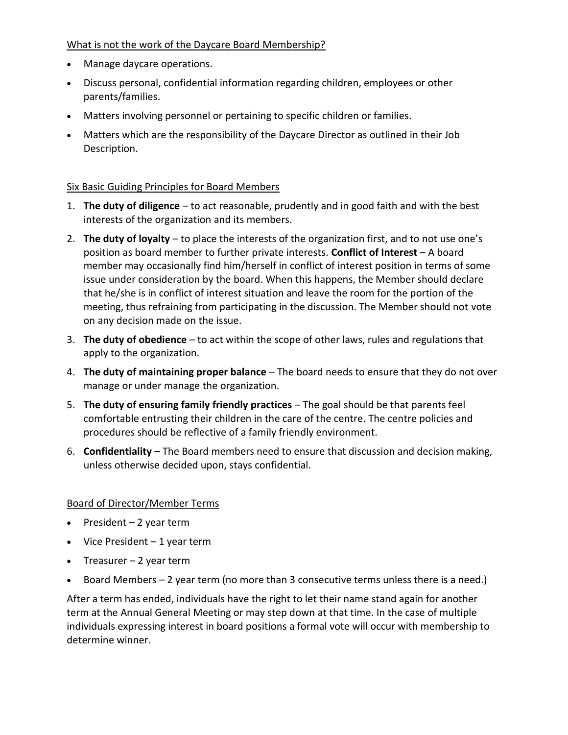## What is not the work of the Daycare Board Membership?

- Manage daycare operations.
- Discuss personal, confidential information regarding children, employees or other parents/families.
- Matters involving personnel or pertaining to specific children or families.
- Matters which are the responsibility of the Daycare Director as outlined in their Job Description.

## Six Basic Guiding Principles for Board Members

1. **The duty of diligence** – to act reasonable, prudently and in good faith and with the best interests of the organization and its members.
2. **The duty of loyalty** – to place the interests of the organization first, and to not use one's position as board member to further private interests. **Conflict of Interest** – A board member may occasionally find him/herself in conflict of interest position in terms of some issue under consideration by the board. When this happens, the Member should declare that he/she is in conflict of interest situation and leave the room for the portion of the meeting, thus refraining from participating in the discussion. The Member should not vote on any decision made on the issue.
3. **The duty of obedience** – to act within the scope of other laws, rules and regulations that apply to the organization.
4. **The duty of maintaining proper balance** – The board needs to ensure that they do not over manage or under manage the organization.
5. **The duty of ensuring family friendly practices** – The goal should be that parents feel comfortable entrusting their children in the care of the centre. The centre policies and procedures should be reflective of a family friendly environment.
6. **Confidentiality** – The Board members need to ensure that discussion and decision making, unless otherwise decided upon, stays confidential.

## Board of Director/Member Terms

- President – 2 year term
- Vice President – 1 year term
- Treasurer – 2 year term
- Board Members – 2 year term (no more than 3 consecutive terms unless there is a need.)

After a term has ended, individuals have the right to let their name stand again for another term at the Annual General Meeting or may step down at that time. In the case of multiple individuals expressing interest in board positions a formal vote will occur with membership to determine winner.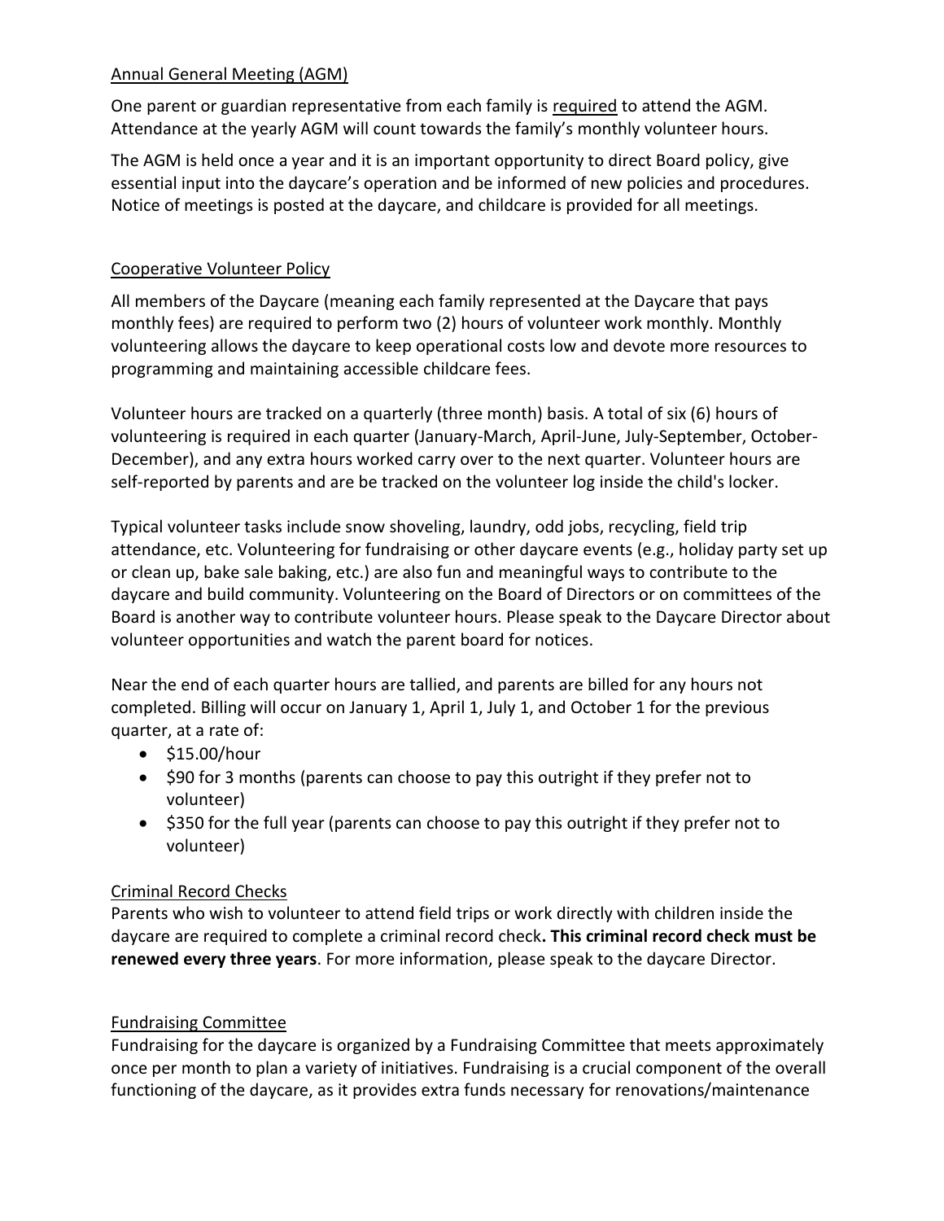## Annual General Meeting (AGM)

One parent or guardian representative from each family is required to attend the AGM. Attendance at the yearly AGM will count towards the family's monthly volunteer hours.

The AGM is held once a year and it is an important opportunity to direct Board policy, give essential input into the daycare's operation and be informed of new policies and procedures. Notice of meetings is posted at the daycare, and childcare is provided for all meetings.

## Cooperative Volunteer Policy

All members of the Daycare (meaning each family represented at the Daycare that pays monthly fees) are required to perform two (2) hours of volunteer work monthly. Monthly volunteering allows the daycare to keep operational costs low and devote more resources to programming and maintaining accessible childcare fees.

Volunteer hours are tracked on a quarterly (three month) basis. A total of six (6) hours of volunteering is required in each quarter (January-March, April-June, July-September, October-December), and any extra hours worked carry over to the next quarter. Volunteer hours are self-reported by parents and are be tracked on the volunteer log inside the child's locker.

Typical volunteer tasks include snow shoveling, laundry, odd jobs, recycling, field trip attendance, etc. Volunteering for fundraising or other daycare events (e.g., holiday party set up or clean up, bake sale baking, etc.) are also fun and meaningful ways to contribute to the daycare and build community. Volunteering on the Board of Directors or on committees of the Board is another way to contribute volunteer hours. Please speak to the Daycare Director about volunteer opportunities and watch the parent board for notices.

Near the end of each quarter hours are tallied, and parents are billed for any hours not completed. Billing will occur on January 1, April 1, July 1, and October 1 for the previous quarter, at a rate of:

- $15.00/hour
- $90 for 3 months (parents can choose to pay this outright if they prefer not to volunteer)
- $350 for the full year (parents can choose to pay this outright if they prefer not to volunteer)

## Criminal Record Checks

Parents who wish to volunteer to attend field trips or work directly with children inside the daycare are required to complete a criminal record check**. This criminal record check must be renewed every three years**. For more information, please speak to the daycare Director.

## Fundraising Committee

Fundraising for the daycare is organized by a Fundraising Committee that meets approximately once per month to plan a variety of initiatives. Fundraising is a crucial component of the overall functioning of the daycare, as it provides extra funds necessary for renovations/maintenance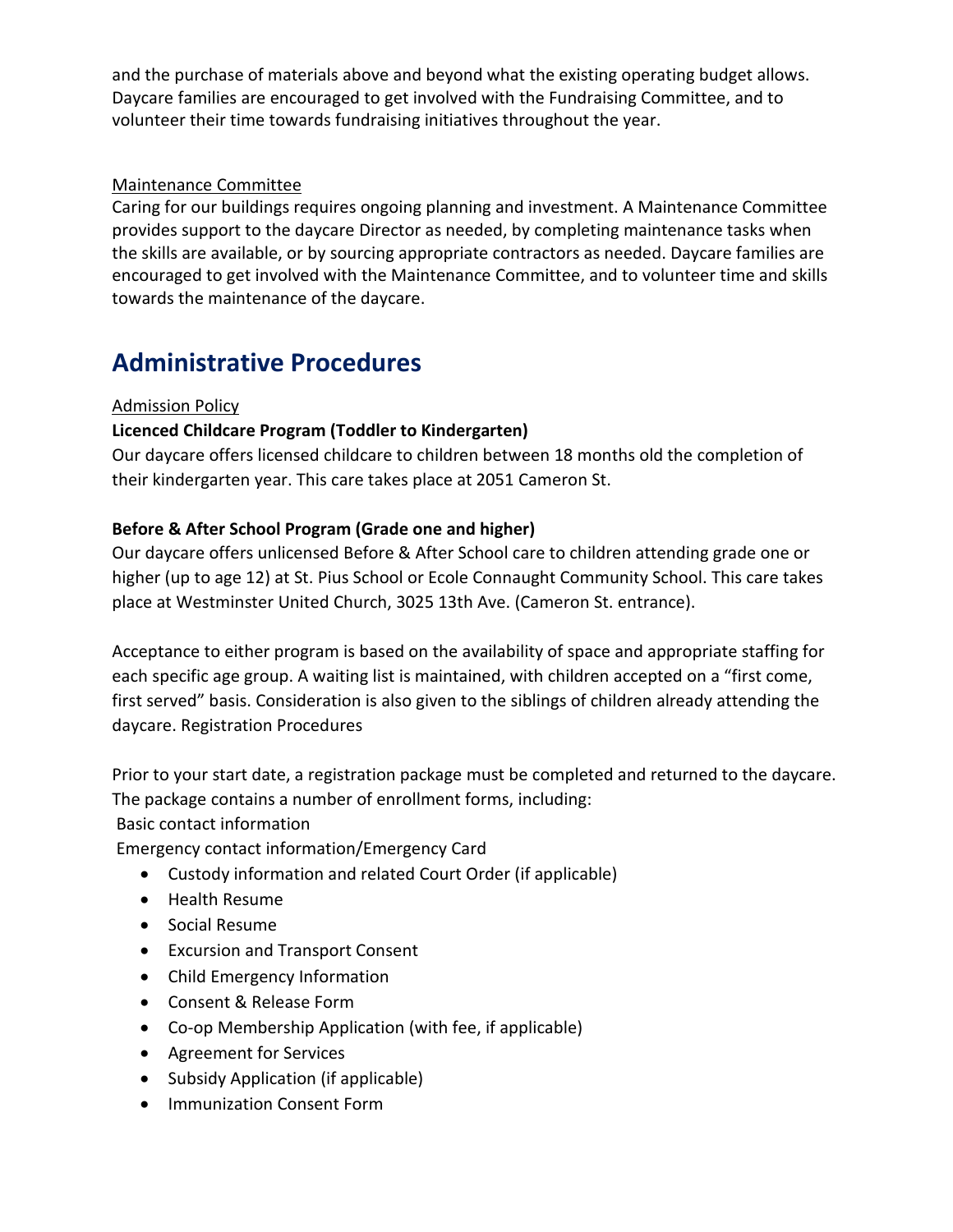and the purchase of materials above and beyond what the existing operating budget allows. Daycare families are encouraged to get involved with the Fundraising Committee, and to volunteer their time towards fundraising initiatives throughout the year.

Maintenance Committee

Caring for our buildings requires ongoing planning and investment. A Maintenance Committee provides support to the daycare Director as needed, by completing maintenance tasks when the skills are available, or by sourcing appropriate contractors as needed. Daycare families are encouraged to get involved with the Maintenance Committee, and to volunteer time and skills towards the maintenance of the daycare.

# Administrative Procedures

Admission Policy

**Licenced Childcare Program (Toddler to Kindergarten)**

Our daycare offers licensed childcare to children between 18 months old the completion of their kindergarten year. This care takes place at 2051 Cameron St.

**Before & After School Program (Grade one and higher)**

Our daycare offers unlicensed Before & After School care to children attending grade one or higher (up to age 12) at St. Pius School or Ecole Connaught Community School. This care takes place at Westminster United Church, 3025 13th Ave. (Cameron St. entrance).

Acceptance to either program is based on the availability of space and appropriate staffing for each specific age group. A waiting list is maintained, with children accepted on a "first come, first served" basis. Consideration is also given to the siblings of children already attending the daycare. Registration Procedures

Prior to your start date, a registration package must be completed and returned to the daycare. The package contains a number of enrollment forms, including:

Basic contact information

Emergency contact information/Emergency Card

- Custody information and related Court Order (if applicable)
- Health Resume
- Social Resume
- Excursion and Transport Consent
- Child Emergency Information
- Consent & Release Form
- Co-op Membership Application (with fee, if applicable)
- Agreement for Services
- Subsidy Application (if applicable)
- Immunization Consent Form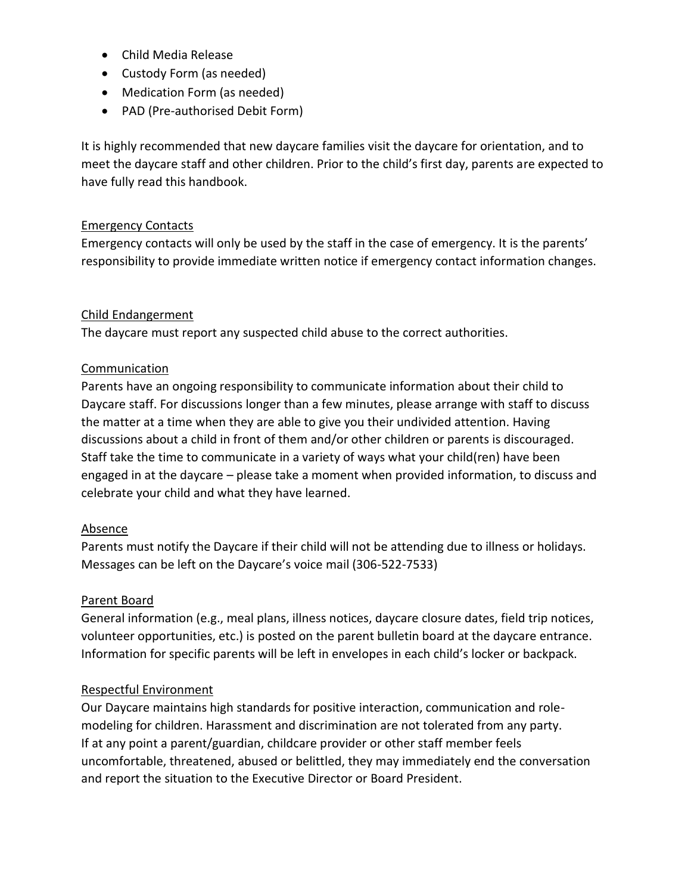- Child Media Release
- Custody Form (as needed)
- Medication Form (as needed)
- PAD (Pre-authorised Debit Form)

It is highly recommended that new daycare families visit the daycare for orientation, and to meet the daycare staff and other children. Prior to the child's first day, parents are expected to have fully read this handbook.

## Emergency Contacts

Emergency contacts will only be used by the staff in the case of emergency. It is the parents' responsibility to provide immediate written notice if emergency contact information changes.

## Child Endangerment

The daycare must report any suspected child abuse to the correct authorities.

## Communication

Parents have an ongoing responsibility to communicate information about their child to Daycare staff. For discussions longer than a few minutes, please arrange with staff to discuss the matter at a time when they are able to give you their undivided attention. Having discussions about a child in front of them and/or other children or parents is discouraged. Staff take the time to communicate in a variety of ways what your child(ren) have been engaged in at the daycare – please take a moment when provided information, to discuss and celebrate your child and what they have learned.

## Absence

Parents must notify the Daycare if their child will not be attending due to illness or holidays. Messages can be left on the Daycare's voice mail (306-522-7533)

## Parent Board

General information (e.g., meal plans, illness notices, daycare closure dates, field trip notices, volunteer opportunities, etc.) is posted on the parent bulletin board at the daycare entrance. Information for specific parents will be left in envelopes in each child's locker or backpack.

## Respectful Environment

Our Daycare maintains high standards for positive interaction, communication and role-modeling for children. Harassment and discrimination are not tolerated from any party. If at any point a parent/guardian, childcare provider or other staff member feels uncomfortable, threatened, abused or belittled, they may immediately end the conversation and report the situation to the Executive Director or Board President.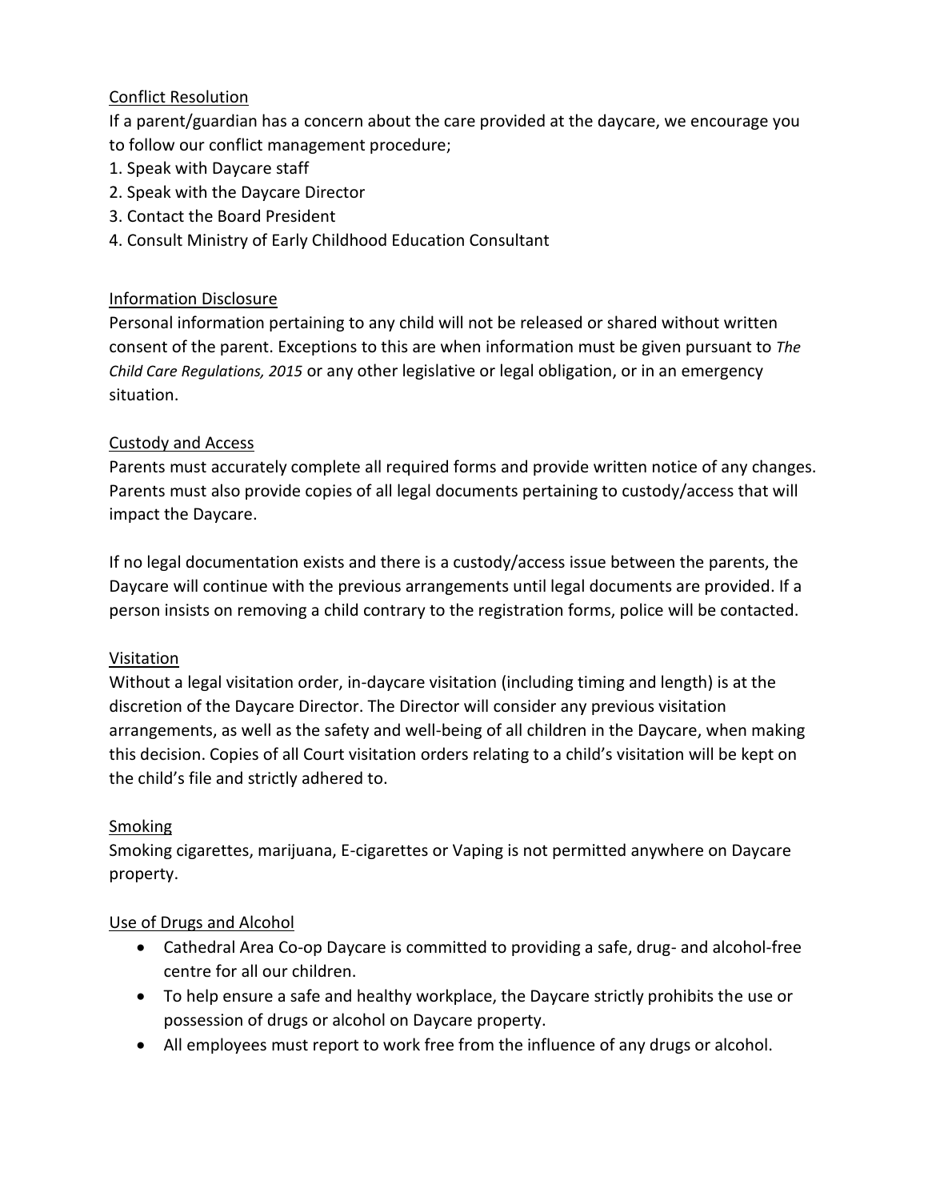## Conflict Resolution

If a parent/guardian has a concern about the care provided at the daycare, we encourage you to follow our conflict management procedure;

1. Speak with Daycare staff
2. Speak with the Daycare Director
3. Contact the Board President
4. Consult Ministry of Early Childhood Education Consultant

## Information Disclosure

Personal information pertaining to any child will not be released or shared without written consent of the parent. Exceptions to this are when information must be given pursuant to *The Child Care Regulations, 2015* or any other legislative or legal obligation, or in an emergency situation.

## Custody and Access

Parents must accurately complete all required forms and provide written notice of any changes. Parents must also provide copies of all legal documents pertaining to custody/access that will impact the Daycare.

If no legal documentation exists and there is a custody/access issue between the parents, the Daycare will continue with the previous arrangements until legal documents are provided. If a person insists on removing a child contrary to the registration forms, police will be contacted.

## Visitation

Without a legal visitation order, in-daycare visitation (including timing and length) is at the discretion of the Daycare Director. The Director will consider any previous visitation arrangements, as well as the safety and well-being of all children in the Daycare, when making this decision. Copies of all Court visitation orders relating to a child's visitation will be kept on the child's file and strictly adhered to.

## Smoking

Smoking cigarettes, marijuana, E-cigarettes or Vaping is not permitted anywhere on Daycare property.

## Use of Drugs and Alcohol

- Cathedral Area Co-op Daycare is committed to providing a safe, drug- and alcohol-free centre for all our children.
- To help ensure a safe and healthy workplace, the Daycare strictly prohibits the use or possession of drugs or alcohol on Daycare property.
- All employees must report to work free from the influence of any drugs or alcohol.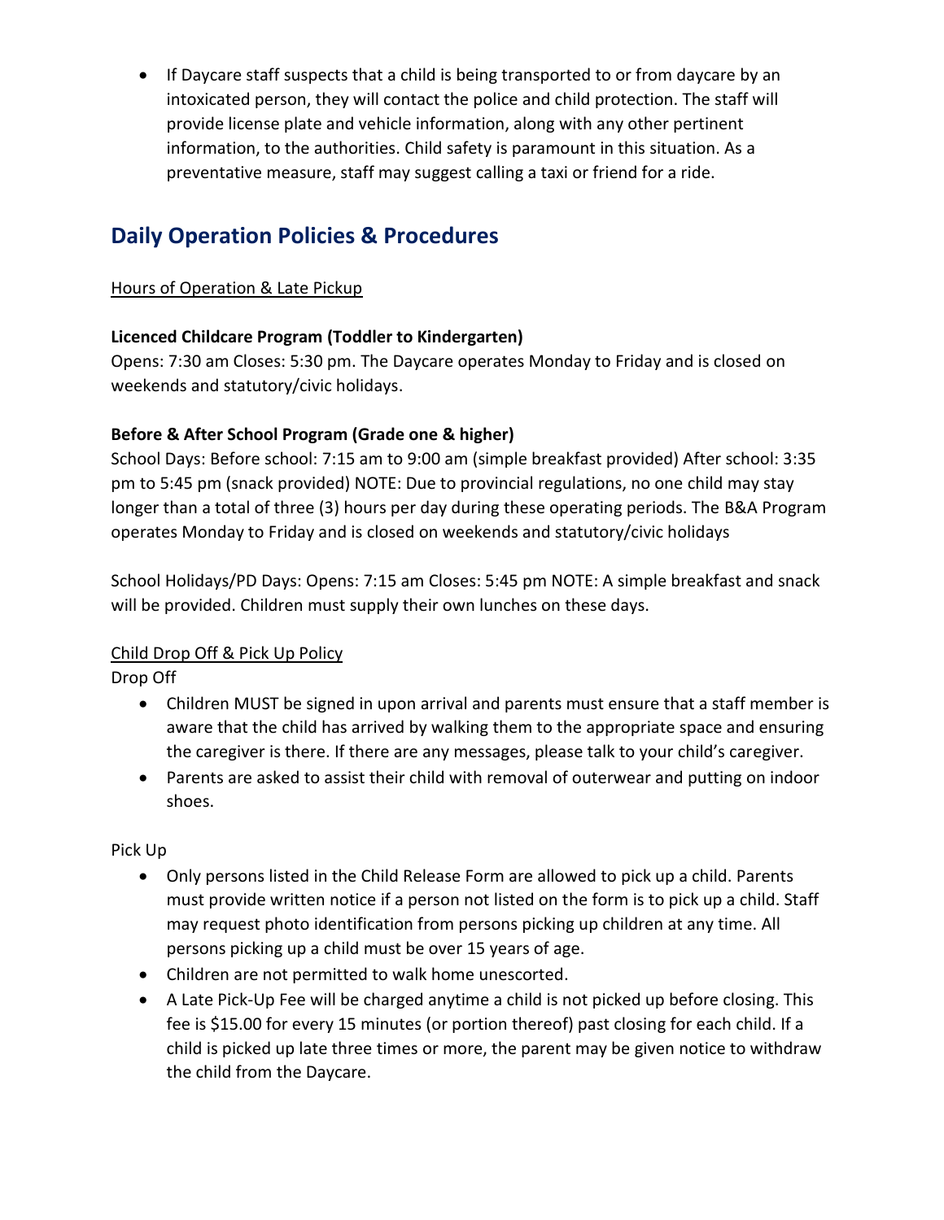- If Daycare staff suspects that a child is being transported to or from daycare by an intoxicated person, they will contact the police and child protection. The staff will provide license plate and vehicle information, along with any other pertinent information, to the authorities. Child safety is paramount in this situation. As a preventative measure, staff may suggest calling a taxi or friend for a ride.

## Daily Operation Policies & Procedures

Hours of Operation & Late Pickup

**Licenced Childcare Program (Toddler to Kindergarten)**
Opens: 7:30 am Closes: 5:30 pm. The Daycare operates Monday to Friday and is closed on weekends and statutory/civic holidays.

**Before & After School Program (Grade one & higher)**
School Days: Before school: 7:15 am to 9:00 am (simple breakfast provided) After school: 3:35 pm to 5:45 pm (snack provided) NOTE: Due to provincial regulations, no one child may stay longer than a total of three (3) hours per day during these operating periods. The B&A Program operates Monday to Friday and is closed on weekends and statutory/civic holidays

School Holidays/PD Days: Opens: 7:15 am Closes: 5:45 pm NOTE: A simple breakfast and snack will be provided. Children must supply their own lunches on these days.

Child Drop Off & Pick Up Policy

Drop Off

- Children MUST be signed in upon arrival and parents must ensure that a staff member is aware that the child has arrived by walking them to the appropriate space and ensuring the caregiver is there. If there are any messages, please talk to your child's caregiver.
- Parents are asked to assist their child with removal of outerwear and putting on indoor shoes.

Pick Up

- Only persons listed in the Child Release Form are allowed to pick up a child. Parents must provide written notice if a person not listed on the form is to pick up a child. Staff may request photo identification from persons picking up children at any time. All persons picking up a child must be over 15 years of age.
- Children are not permitted to walk home unescorted.
- A Late Pick-Up Fee will be charged anytime a child is not picked up before closing. This fee is $15.00 for every 15 minutes (or portion thereof) past closing for each child. If a child is picked up late three times or more, the parent may be given notice to withdraw the child from the Daycare.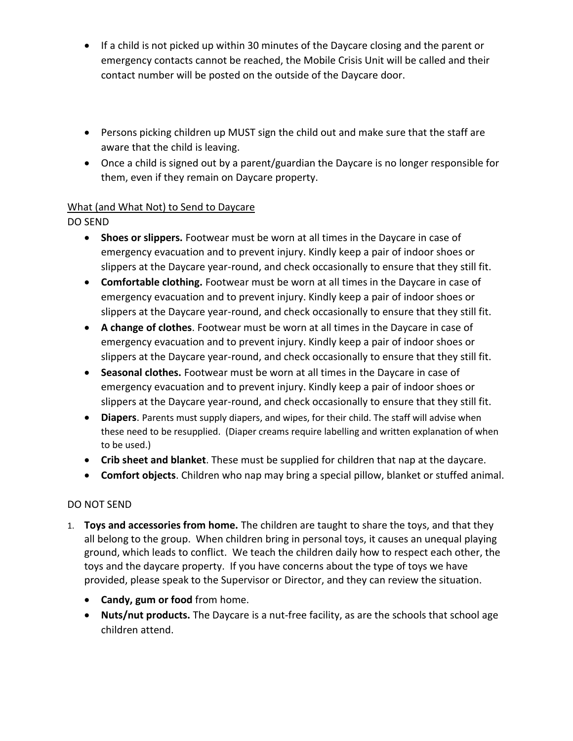- If a child is not picked up within 30 minutes of the Daycare closing and the parent or emergency contacts cannot be reached, the Mobile Crisis Unit will be called and their contact number will be posted on the outside of the Daycare door.

- Persons picking children up MUST sign the child out and make sure that the staff are aware that the child is leaving.
- Once a child is signed out by a parent/guardian the Daycare is no longer responsible for them, even if they remain on Daycare property.

<u>What (and What Not) to Send to Daycare</u>

DO SEND

- **Shoes or slippers.** Footwear must be worn at all times in the Daycare in case of emergency evacuation and to prevent injury. Kindly keep a pair of indoor shoes or slippers at the Daycare year-round, and check occasionally to ensure that they still fit.
- **Comfortable clothing.** Footwear must be worn at all times in the Daycare in case of emergency evacuation and to prevent injury. Kindly keep a pair of indoor shoes or slippers at the Daycare year-round, and check occasionally to ensure that they still fit.
- **A change of clothes**. Footwear must be worn at all times in the Daycare in case of emergency evacuation and to prevent injury. Kindly keep a pair of indoor shoes or slippers at the Daycare year-round, and check occasionally to ensure that they still fit.
- **Seasonal clothes.** Footwear must be worn at all times in the Daycare in case of emergency evacuation and to prevent injury. Kindly keep a pair of indoor shoes or slippers at the Daycare year-round, and check occasionally to ensure that they still fit.
- **Diapers**. Parents must supply diapers, and wipes, for their child. The staff will advise when these need to be resupplied. (Diaper creams require labelling and written explanation of when to be used.)
- **Crib sheet and blanket**. These must be supplied for children that nap at the daycare.
- **Comfort objects**. Children who nap may bring a special pillow, blanket or stuffed animal.

DO NOT SEND

1. **Toys and accessories from home.** The children are taught to share the toys, and that they all belong to the group. When children bring in personal toys, it causes an unequal playing ground, which leads to conflict. We teach the children daily how to respect each other, the toys and the daycare property. If you have concerns about the type of toys we have provided, please speak to the Supervisor or Director, and they can review the situation.
   - **Candy, gum or food** from home.
   - **Nuts/nut products.** The Daycare is a nut-free facility, as are the schools that school age children attend.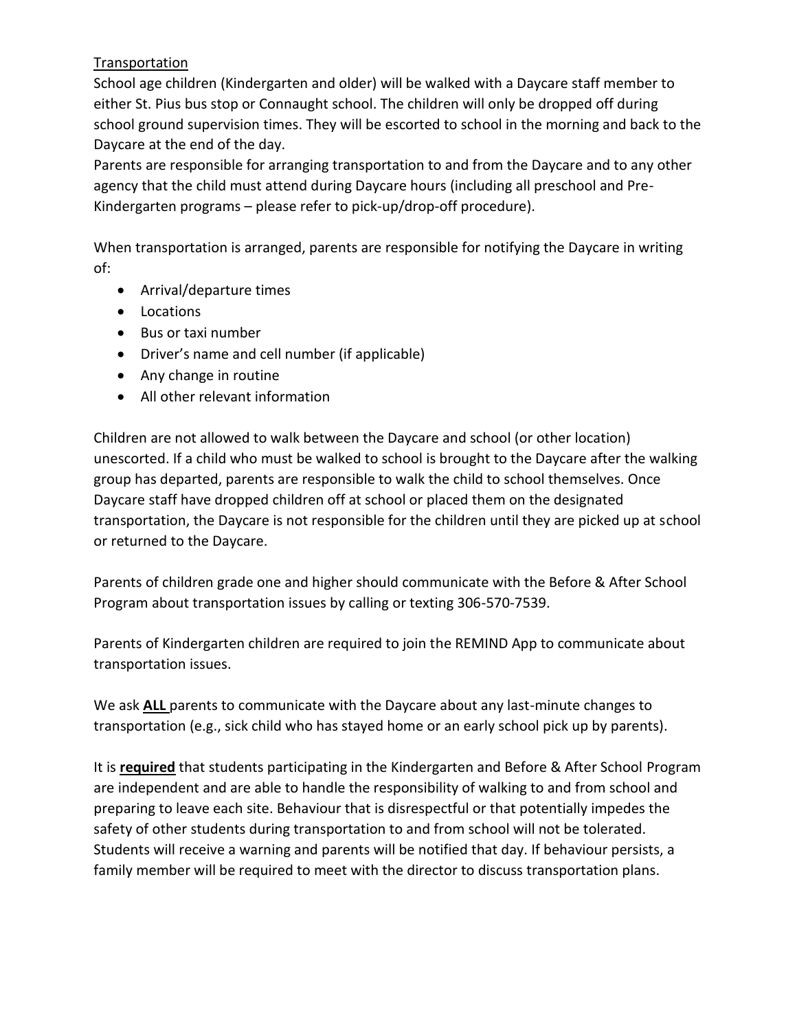## Transportation

School age children (Kindergarten and older) will be walked with a Daycare staff member to either St. Pius bus stop or Connaught school. The children will only be dropped off during school ground supervision times. They will be escorted to school in the morning and back to the Daycare at the end of the day.

Parents are responsible for arranging transportation to and from the Daycare and to any other agency that the child must attend during Daycare hours (including all preschool and Pre-Kindergarten programs – please refer to pick-up/drop-off procedure).

When transportation is arranged, parents are responsible for notifying the Daycare in writing of:

- Arrival/departure times
- Locations
- Bus or taxi number
- Driver's name and cell number (if applicable)
- Any change in routine
- All other relevant information

Children are not allowed to walk between the Daycare and school (or other location) unescorted. If a child who must be walked to school is brought to the Daycare after the walking group has departed, parents are responsible to walk the child to school themselves. Once Daycare staff have dropped children off at school or placed them on the designated transportation, the Daycare is not responsible for the children until they are picked up at school or returned to the Daycare.

Parents of children grade one and higher should communicate with the Before & After School Program about transportation issues by calling or texting 306-570-7539.

Parents of Kindergarten children are required to join the REMIND App to communicate about transportation issues.

We ask **ALL** parents to communicate with the Daycare about any last-minute changes to transportation (e.g., sick child who has stayed home or an early school pick up by parents).

It is **required** that students participating in the Kindergarten and Before & After School Program are independent and are able to handle the responsibility of walking to and from school and preparing to leave each site. Behaviour that is disrespectful or that potentially impedes the safety of other students during transportation to and from school will not be tolerated. Students will receive a warning and parents will be notified that day. If behaviour persists, a family member will be required to meet with the director to discuss transportation plans.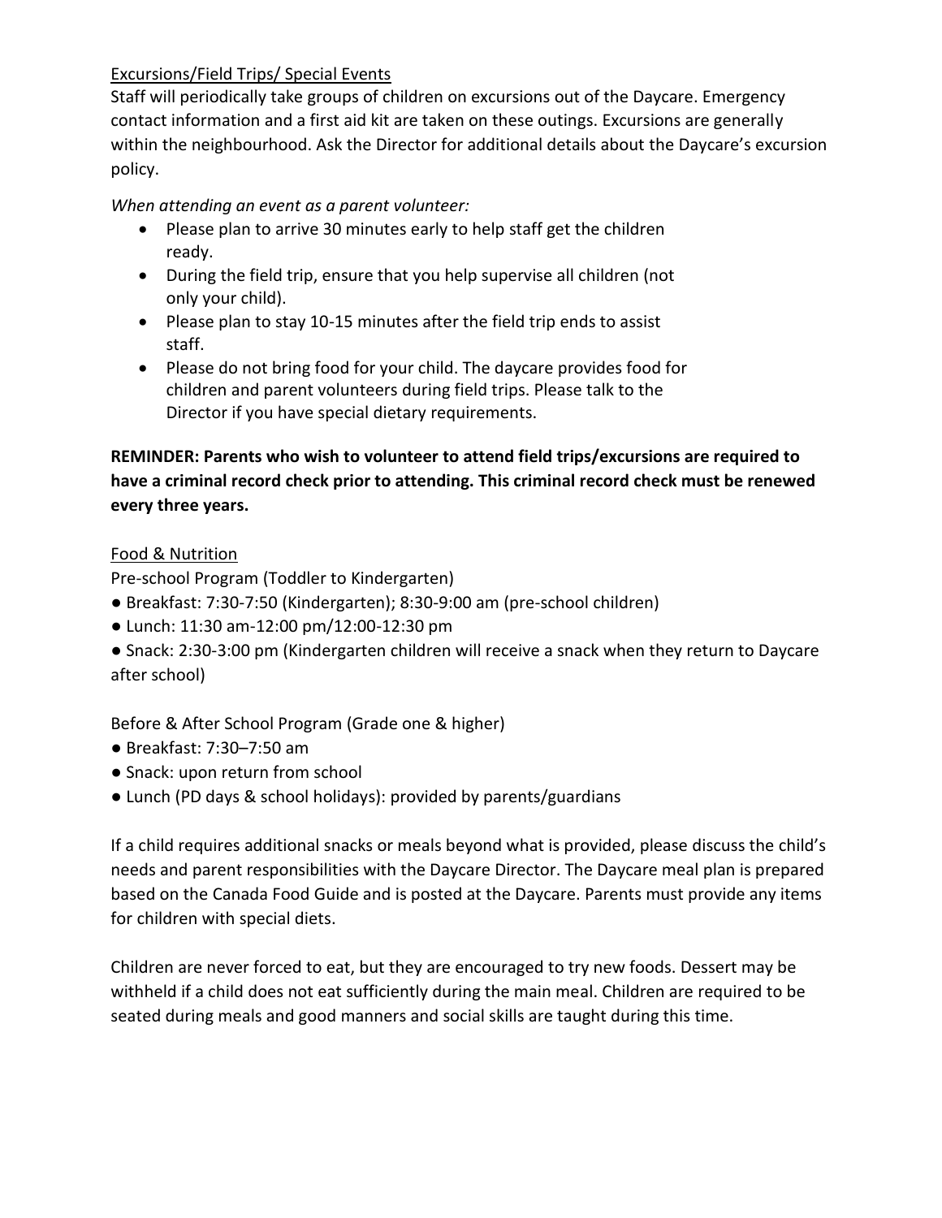## Excursions/Field Trips/ Special Events

Staff will periodically take groups of children on excursions out of the Daycare. Emergency contact information and a first aid kit are taken on these outings. Excursions are generally within the neighbourhood. Ask the Director for additional details about the Daycare's excursion policy.

*When attending an event as a parent volunteer:*

- Please plan to arrive 30 minutes early to help staff get the children ready.
- During the field trip, ensure that you help supervise all children (not only your child).
- Please plan to stay 10-15 minutes after the field trip ends to assist staff.
- Please do not bring food for your child. The daycare provides food for children and parent volunteers during field trips. Please talk to the Director if you have special dietary requirements.

**REMINDER: Parents who wish to volunteer to attend field trips/excursions are required to have a criminal record check prior to attending. This criminal record check must be renewed every three years.**

## Food & Nutrition

Pre-school Program (Toddler to Kindergarten)

- Breakfast: 7:30-7:50 (Kindergarten); 8:30-9:00 am (pre-school children)
- Lunch: 11:30 am-12:00 pm/12:00-12:30 pm
- Snack: 2:30-3:00 pm (Kindergarten children will receive a snack when they return to Daycare after school)

Before & After School Program (Grade one & higher)

- Breakfast: 7:30–7:50 am
- Snack: upon return from school
- Lunch (PD days & school holidays): provided by parents/guardians

If a child requires additional snacks or meals beyond what is provided, please discuss the child's needs and parent responsibilities with the Daycare Director. The Daycare meal plan is prepared based on the Canada Food Guide and is posted at the Daycare. Parents must provide any items for children with special diets.

Children are never forced to eat, but they are encouraged to try new foods. Dessert may be withheld if a child does not eat sufficiently during the main meal. Children are required to be seated during meals and good manners and social skills are taught during this time.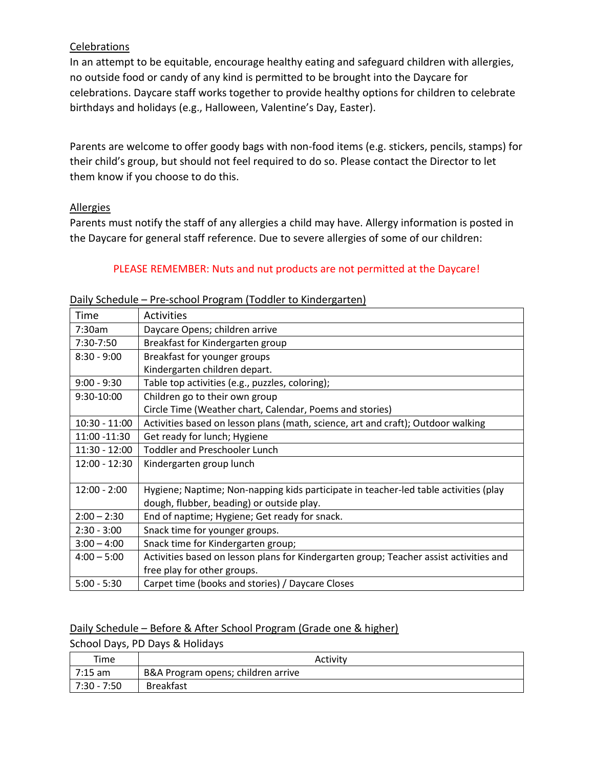## Celebrations

In an attempt to be equitable, encourage healthy eating and safeguard children with allergies, no outside food or candy of any kind is permitted to be brought into the Daycare for celebrations. Daycare staff works together to provide healthy options for children to celebrate birthdays and holidays (e.g., Halloween, Valentine's Day, Easter).

Parents are welcome to offer goody bags with non-food items (e.g. stickers, pencils, stamps) for their child's group, but should not feel required to do so. Please contact the Director to let them know if you choose to do this.

## Allergies

Parents must notify the staff of any allergies a child may have. Allergy information is posted in the Daycare for general staff reference. Due to severe allergies of some of our children:

**PLEASE REMEMBER: Nuts and nut products are not permitted at the Daycare!**

## Daily Schedule – Pre-school Program (Toddler to Kindergarten)

| Time | Activities |
|---|---|
| 7:30am | Daycare Opens; children arrive |
| 7:30-7:50 | Breakfast for Kindergarten group |
| 8:30 - 9:00 | Breakfast for younger groups<br>Kindergarten children depart. |
| 9:00 - 9:30 | Table top activities (e.g., puzzles, coloring); |
| 9:30-10:00 | Children go to their own group<br>Circle Time (Weather chart, Calendar, Poems and stories) |
| 10:30 - 11:00 | Activities based on lesson plans (math, science, art and craft); Outdoor walking |
| 11:00 -11:30 | Get ready for lunch; Hygiene |
| 11:30 - 12:00 | Toddler and Preschooler Lunch |
| 12:00 - 12:30 | Kindergarten group lunch |
| 12:00 - 2:00 | Hygiene; Naptime; Non-napping kids participate in teacher-led table activities (play dough, flubber, beading) or outside play. |
| 2:00 – 2:30 | End of naptime; Hygiene; Get ready for snack. |
| 2:30 - 3:00 | Snack time for younger groups. |
| 3:00 – 4:00 | Snack time for Kindergarten group; |
| 4:00 – 5:00 | Activities based on lesson plans for Kindergarten group; Teacher assist activities and free play for other groups. |
| 5:00 - 5:30 | Carpet time (books and stories) / Daycare Closes |

## Daily Schedule – Before & After School Program (Grade one & higher)

School Days, PD Days & Holidays

| Time | Activity |
|---|---|
| 7:15 am | B&A Program opens; children arrive |
| 7:30 - 7:50 | Breakfast |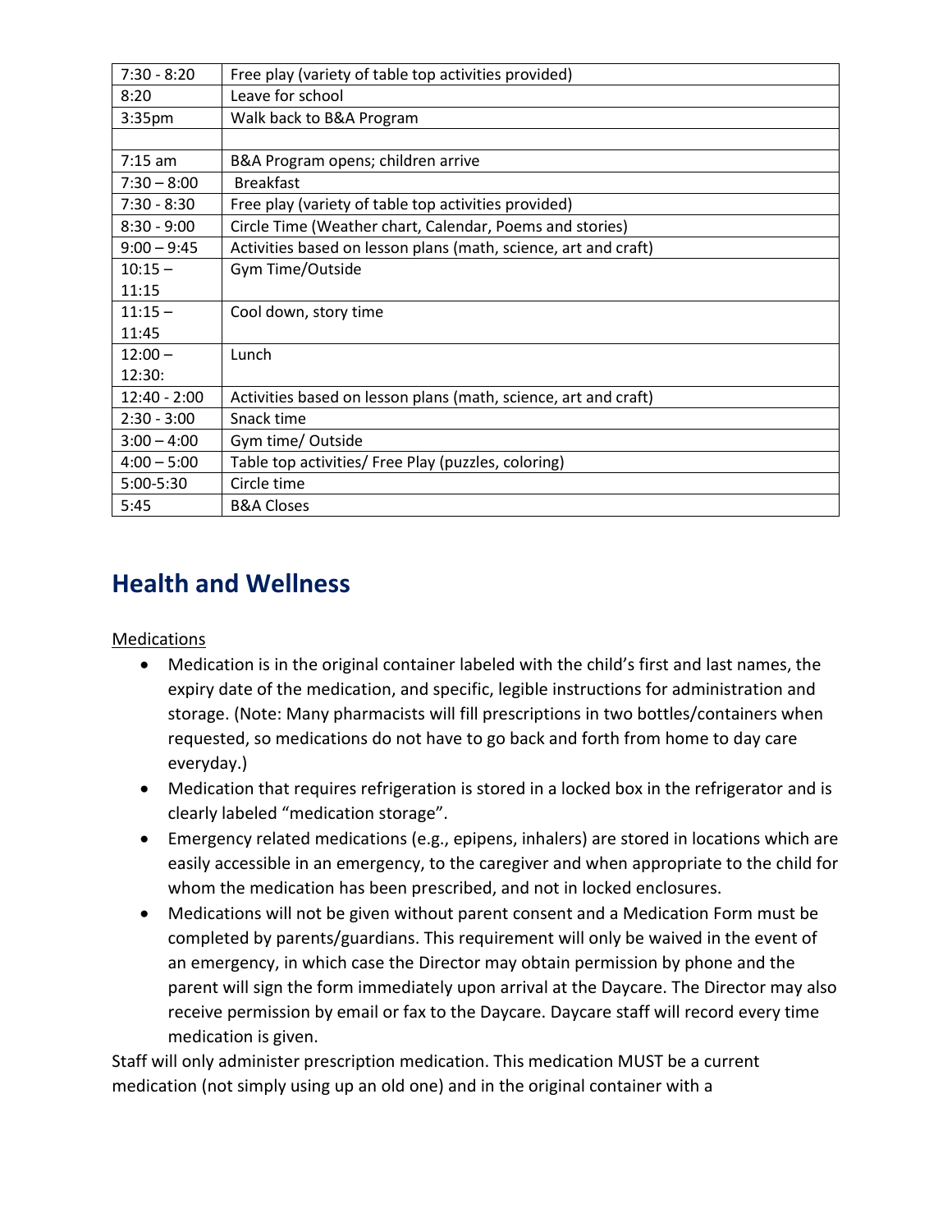| 7:30 - 8:20 | Free play (variety of table top activities provided) |
|---|---|
| 8:20 | Leave for school |
| 3:35pm | Walk back to B&A Program |
| | |
| 7:15 am | B&A Program opens; children arrive |
| 7:30 – 8:00 | Breakfast |
| 7:30 - 8:30 | Free play (variety of table top activities provided) |
| 8:30 - 9:00 | Circle Time (Weather chart, Calendar, Poems and stories) |
| 9:00 – 9:45 | Activities based on lesson plans (math, science, art and craft) |
| 10:15 – 11:15 | Gym Time/Outside |
| 11:15 – 11:45 | Cool down, story time |
| 12:00 – 12:30: | Lunch |
| 12:40 - 2:00 | Activities based on lesson plans (math, science, art and craft) |
| 2:30 - 3:00 | Snack time |
| 3:00 – 4:00 | Gym time/ Outside |
| 4:00 – 5:00 | Table top activities/ Free Play (puzzles, coloring) |
| 5:00-5:30 | Circle time |
| 5:45 | B&A Closes |

## Health and Wellness

Medications

- Medication is in the original container labeled with the child's first and last names, the expiry date of the medication, and specific, legible instructions for administration and storage. (Note: Many pharmacists will fill prescriptions in two bottles/containers when requested, so medications do not have to go back and forth from home to day care everyday.)
- Medication that requires refrigeration is stored in a locked box in the refrigerator and is clearly labeled "medication storage".
- Emergency related medications (e.g., epipens, inhalers) are stored in locations which are easily accessible in an emergency, to the caregiver and when appropriate to the child for whom the medication has been prescribed, and not in locked enclosures.
- Medications will not be given without parent consent and a Medication Form must be completed by parents/guardians. This requirement will only be waived in the event of an emergency, in which case the Director may obtain permission by phone and the parent will sign the form immediately upon arrival at the Daycare. The Director may also receive permission by email or fax to the Daycare. Daycare staff will record every time medication is given.

Staff will only administer prescription medication. This medication MUST be a current medication (not simply using up an old one) and in the original container with a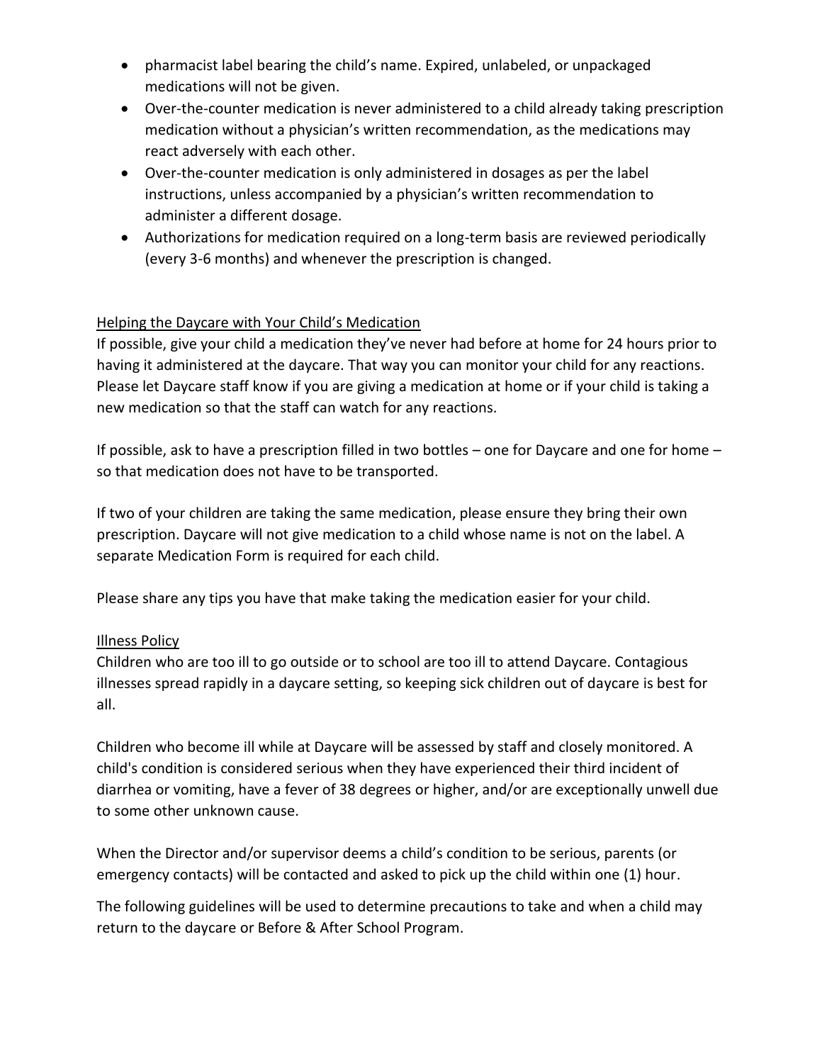- pharmacist label bearing the child's name. Expired, unlabeled, or unpackaged medications will not be given.
- Over-the-counter medication is never administered to a child already taking prescription medication without a physician's written recommendation, as the medications may react adversely with each other.
- Over-the-counter medication is only administered in dosages as per the label instructions, unless accompanied by a physician's written recommendation to administer a different dosage.
- Authorizations for medication required on a long-term basis are reviewed periodically (every 3-6 months) and whenever the prescription is changed.

## Helping the Daycare with Your Child's Medication

If possible, give your child a medication they've never had before at home for 24 hours prior to having it administered at the daycare. That way you can monitor your child for any reactions. Please let Daycare staff know if you are giving a medication at home or if your child is taking a new medication so that the staff can watch for any reactions.

If possible, ask to have a prescription filled in two bottles – one for Daycare and one for home – so that medication does not have to be transported.

If two of your children are taking the same medication, please ensure they bring their own prescription. Daycare will not give medication to a child whose name is not on the label. A separate Medication Form is required for each child.

Please share any tips you have that make taking the medication easier for your child.

## Illness Policy

Children who are too ill to go outside or to school are too ill to attend Daycare. Contagious illnesses spread rapidly in a daycare setting, so keeping sick children out of daycare is best for all.

Children who become ill while at Daycare will be assessed by staff and closely monitored. A child's condition is considered serious when they have experienced their third incident of diarrhea or vomiting, have a fever of 38 degrees or higher, and/or are exceptionally unwell due to some other unknown cause.

When the Director and/or supervisor deems a child's condition to be serious, parents (or emergency contacts) will be contacted and asked to pick up the child within one (1) hour.

The following guidelines will be used to determine precautions to take and when a child may return to the daycare or Before & After School Program.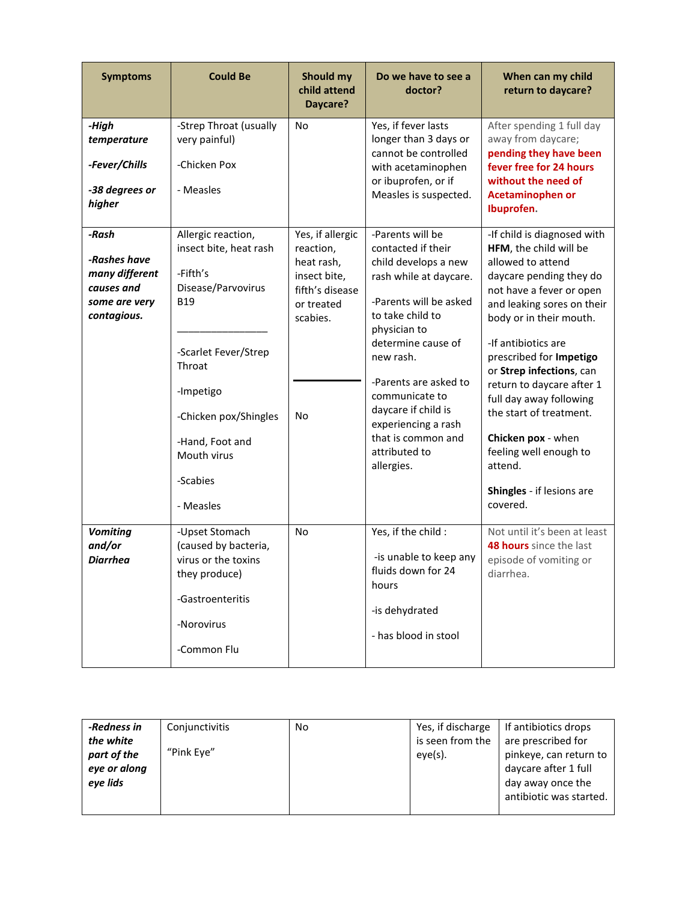| Symptoms | Could Be | Should my child attend Daycare? | Do we have to see a doctor? | When can my child return to daycare? |
|---|---|---|---|---|
| ***-High temperature***<br><br>***-Fever/Chills***<br><br>***-38 degrees or higher*** | -Strep Throat (usually very painful)<br><br>-Chicken Pox<br><br>- Measles | No | Yes, if fever lasts longer than 3 days or cannot be controlled with acetaminophen or ibuprofen, or if Measles is suspected. | After spending 1 full day away from daycare; **pending they have been fever free for 24 hours without the need of Acetaminophen or Ibuprofen.** |
| ***-Rash***<br><br>***-Rashes have many different causes and some are very contagious.*** | Allergic reaction, insect bite, heat rash<br><br>-Fifth's Disease/Parvovirus B19<br><br>________________<br><br>-Scarlet Fever/Strep Throat<br><br>-Impetigo<br><br>-Chicken pox/Shingles<br><br>-Hand, Foot and Mouth virus<br><br>-Scabies<br><br>- Measles | Yes, if allergic reaction, heat rash, insect bite, fifth's disease or treated scabies.<br><br>________________<br><br>No | -Parents will be contacted if their child develops a new rash while at daycare.<br><br>-Parents will be asked to take child to physician to determine cause of new rash.<br><br>-Parents are asked to communicate to daycare if child is experiencing a rash that is common and attributed to allergies. | -If child is diagnosed with **HFM**, the child will be allowed to attend daycare pending they do not have a fever or open and leaking sores on their body or in their mouth.<br><br>-If antibiotics are prescribed for **Impetigo** or **Strep infections**, can return to daycare after 1 full day away following the start of treatment.<br><br>**Chicken pox** - when feeling well enough to attend.<br><br>**Shingles** - if lesions are covered. |
| ***Vomiting and/or Diarrhea*** | -Upset Stomach (caused by bacteria, virus or the toxins they produce)<br><br>-Gastroenteritis<br><br>-Norovirus<br><br>-Common Flu | No | Yes, if the child :<br><br>-is unable to keep any fluids down for 24 hours<br><br>-is dehydrated<br><br>- has blood in stool | Not until it's been at least **48 hours** since the last episode of vomiting or diarrhea. |
| ***-Redness in the white part of the eye or along eye lids*** | Conjunctivitis<br><br>"Pink Eye" | No | Yes, if discharge is seen from the eye(s). | If antibiotics drops are prescribed for pinkeye, can return to daycare after 1 full day away once the antibiotic was started. |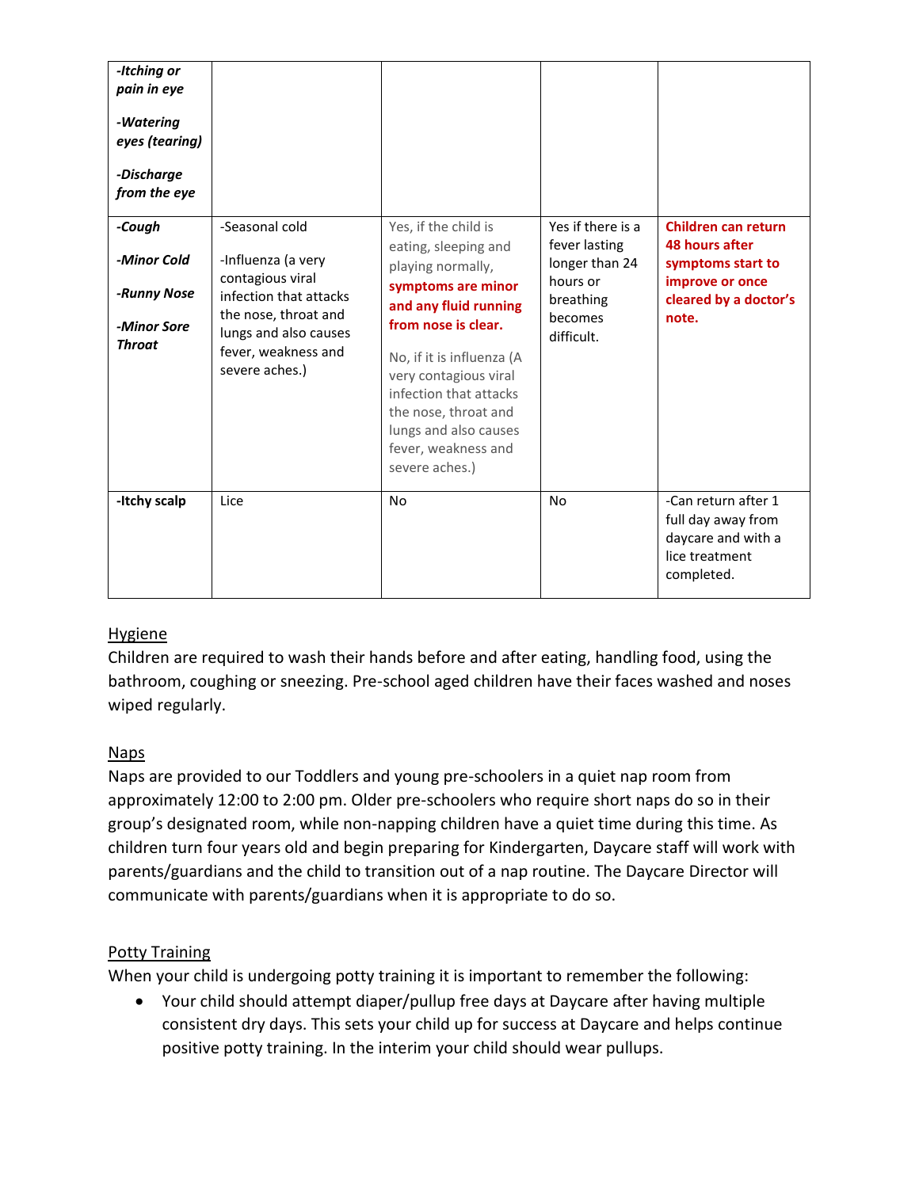| | | | | |
|---|---|---|---|---|
| ***-Itching or pain in eye*** <br> ***-Watering eyes (tearing)*** <br> ***-Discharge from the eye*** | | | | |
| ***-Cough*** <br> ***-Minor Cold*** <br> ***-Runny Nose*** <br> ***-Minor Sore Throat*** | -Seasonal cold <br> -Influenza (a very contagious viral infection that attacks the nose, throat and lungs and also causes fever, weakness and severe aches.) | Yes, if the child is eating, sleeping and playing normally, **symptoms are minor and any fluid running from nose is clear.** <br> No, if it is influenza (A very contagious viral infection that attacks the nose, throat and lungs and also causes fever, weakness and severe aches.) | Yes if there is a fever lasting longer than 24 hours or breathing becomes difficult. | **Children can return 48 hours after symptoms start to improve or once cleared by a doctor's note.** |
| **-Itchy scalp** | Lice | No | No | -Can return after 1 full day away from daycare and with a lice treatment completed. |

<u>Hygiene</u>

Children are required to wash their hands before and after eating, handling food, using the bathroom, coughing or sneezing. Pre-school aged children have their faces washed and noses wiped regularly.

<u>Naps</u>

Naps are provided to our Toddlers and young pre-schoolers in a quiet nap room from approximately 12:00 to 2:00 pm. Older pre-schoolers who require short naps do so in their group's designated room, while non-napping children have a quiet time during this time. As children turn four years old and begin preparing for Kindergarten, Daycare staff will work with parents/guardians and the child to transition out of a nap routine. The Daycare Director will communicate with parents/guardians when it is appropriate to do so.

<u>Potty Training</u>

When your child is undergoing potty training it is important to remember the following:

- Your child should attempt diaper/pullup free days at Daycare after having multiple consistent dry days. This sets your child up for success at Daycare and helps continue positive potty training. In the interim your child should wear pullups.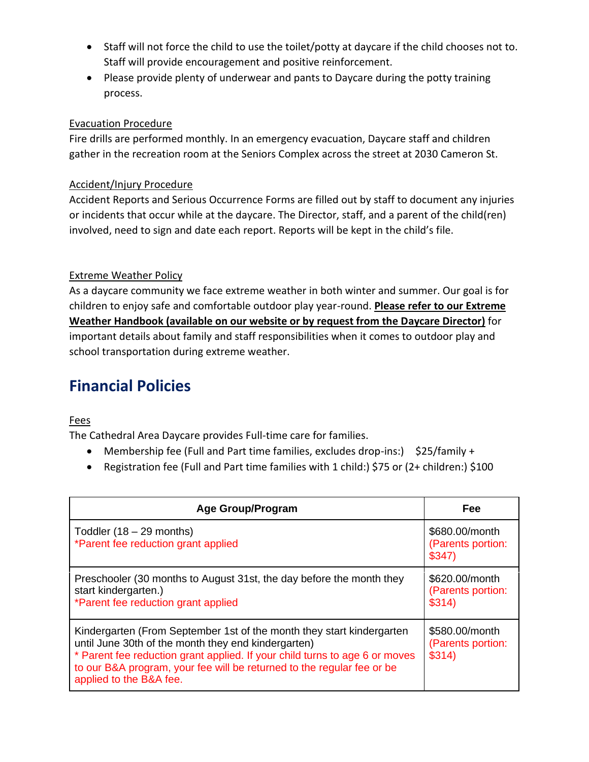- Staff will not force the child to use the toilet/potty at daycare if the child chooses not to. Staff will provide encouragement and positive reinforcement.
- Please provide plenty of underwear and pants to Daycare during the potty training process.

Evacuation Procedure

Fire drills are performed monthly. In an emergency evacuation, Daycare staff and children gather in the recreation room at the Seniors Complex across the street at 2030 Cameron St.

Accident/Injury Procedure

Accident Reports and Serious Occurrence Forms are filled out by staff to document any injuries or incidents that occur while at the daycare. The Director, staff, and a parent of the child(ren) involved, need to sign and date each report. Reports will be kept in the child's file.

Extreme Weather Policy

As a daycare community we face extreme weather in both winter and summer. Our goal is for children to enjoy safe and comfortable outdoor play year-round. **Please refer to our Extreme Weather Handbook (available on our website or by request from the Daycare Director)** for important details about family and staff responsibilities when it comes to outdoor play and school transportation during extreme weather.

## Financial Policies

Fees

The Cathedral Area Daycare provides Full-time care for families.

- Membership fee (Full and Part time families, excludes drop-ins:) $25/family +
- Registration fee (Full and Part time families with 1 child:) $75 or (2+ children:) $100

| Age Group/Program | Fee |
|---|---|
| Toddler (18 – 29 months)<br>*Parent fee reduction grant applied | $680.00/month<br>(Parents portion: $347) |
| Preschooler (30 months to August 31st, the day before the month they start kindergarten.)<br>*Parent fee reduction grant applied | $620.00/month<br>(Parents portion: $314) |
| Kindergarten (From September 1st of the month they start kindergarten until June 30th of the month they end kindergarten)<br>* Parent fee reduction grant applied. If your child turns to age 6 or moves to our B&A program, your fee will be returned to the regular fee or be applied to the B&A fee. | $580.00/month<br>(Parents portion: $314) |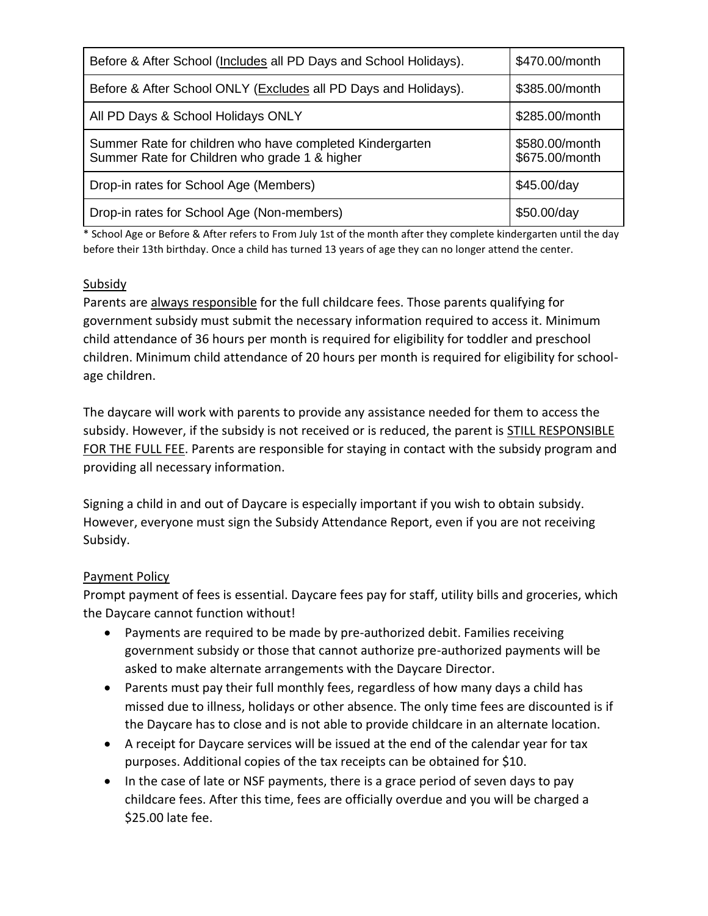| | |
|---|---|
| Before & After School (<u>Includes</u> all PD Days and School Holidays). | $470.00/month |
| Before & After School ONLY (<u>Excludes</u> all PD Days and Holidays). | $385.00/month |
| All PD Days & School Holidays ONLY | $285.00/month |
| Summer Rate for children who have completed Kindergarten<br>Summer Rate for Children who grade 1 & higher | $580.00/month<br>$675.00/month |
| Drop-in rates for School Age (Members) | $45.00/day |
| Drop-in rates for School Age (Non-members) | $50.00/day |

* School Age or Before & After refers to From July 1st of the month after they complete kindergarten until the day before their 13th birthday. Once a child has turned 13 years of age they can no longer attend the center.

<u>Subsidy</u>

Parents are <u>always responsible</u> for the full childcare fees. Those parents qualifying for government subsidy must submit the necessary information required to access it. Minimum child attendance of 36 hours per month is required for eligibility for toddler and preschool children. Minimum child attendance of 20 hours per month is required for eligibility for school-age children.

The daycare will work with parents to provide any assistance needed for them to access the subsidy. However, if the subsidy is not received or is reduced, the parent is <u>STILL RESPONSIBLE FOR THE FULL FEE</u>. Parents are responsible for staying in contact with the subsidy program and providing all necessary information.

Signing a child in and out of Daycare is especially important if you wish to obtain subsidy. However, everyone must sign the Subsidy Attendance Report, even if you are not receiving Subsidy.

<u>Payment Policy</u>

Prompt payment of fees is essential. Daycare fees pay for staff, utility bills and groceries, which the Daycare cannot function without!

- Payments are required to be made by pre-authorized debit. Families receiving government subsidy or those that cannot authorize pre-authorized payments will be asked to make alternate arrangements with the Daycare Director.
- Parents must pay their full monthly fees, regardless of how many days a child has missed due to illness, holidays or other absence. The only time fees are discounted is if the Daycare has to close and is not able to provide childcare in an alternate location.
- A receipt for Daycare services will be issued at the end of the calendar year for tax purposes. Additional copies of the tax receipts can be obtained for $10.
- In the case of late or NSF payments, there is a grace period of seven days to pay childcare fees. After this time, fees are officially overdue and you will be charged a $25.00 late fee.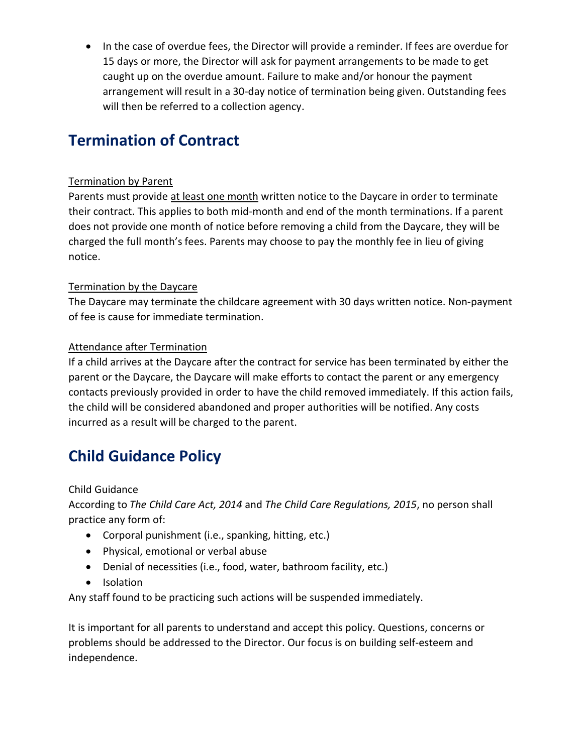- In the case of overdue fees, the Director will provide a reminder. If fees are overdue for 15 days or more, the Director will ask for payment arrangements to be made to get caught up on the overdue amount. Failure to make and/or honour the payment arrangement will result in a 30-day notice of termination being given. Outstanding fees will then be referred to a collection agency.

## Termination of Contract

<u>Termination by Parent</u>
Parents must provide <u>at least one month</u> written notice to the Daycare in order to terminate their contract. This applies to both mid-month and end of the month terminations. If a parent does not provide one month of notice before removing a child from the Daycare, they will be charged the full month's fees. Parents may choose to pay the monthly fee in lieu of giving notice.

<u>Termination by the Daycare</u>
The Daycare may terminate the childcare agreement with 30 days written notice. Non-payment of fee is cause for immediate termination.

<u>Attendance after Termination</u>
If a child arrives at the Daycare after the contract for service has been terminated by either the parent or the Daycare, the Daycare will make efforts to contact the parent or any emergency contacts previously provided in order to have the child removed immediately. If this action fails, the child will be considered abandoned and proper authorities will be notified. Any costs incurred as a result will be charged to the parent.

## Child Guidance Policy

Child Guidance
According to *The Child Care Act, 2014* and *The Child Care Regulations, 2015*, no person shall practice any form of:

- Corporal punishment (i.e., spanking, hitting, etc.)
- Physical, emotional or verbal abuse
- Denial of necessities (i.e., food, water, bathroom facility, etc.)
- Isolation

Any staff found to be practicing such actions will be suspended immediately.

It is important for all parents to understand and accept this policy. Questions, concerns or problems should be addressed to the Director. Our focus is on building self-esteem and independence.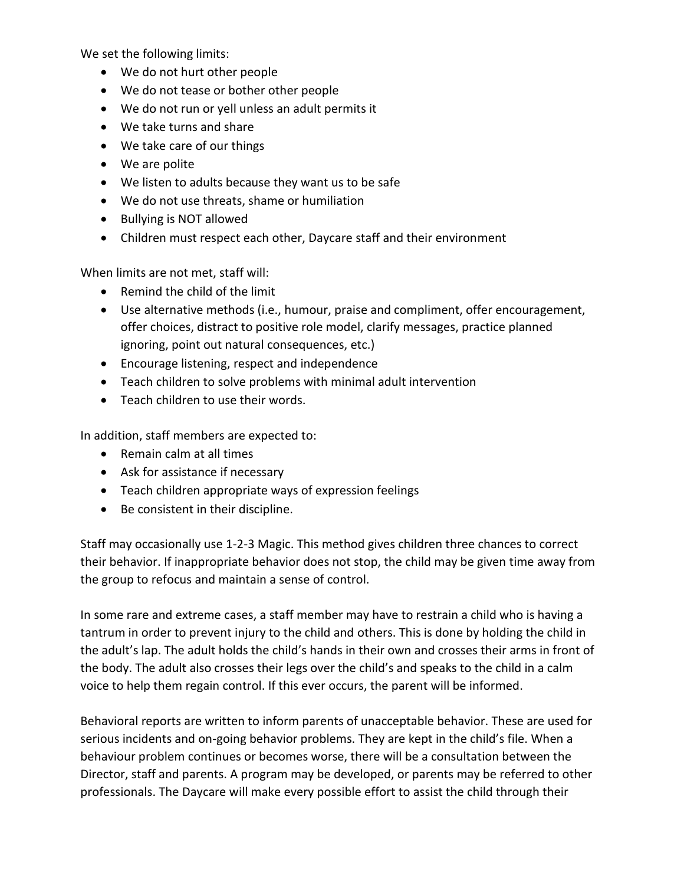We set the following limits:

- We do not hurt other people
- We do not tease or bother other people
- We do not run or yell unless an adult permits it
- We take turns and share
- We take care of our things
- We are polite
- We listen to adults because they want us to be safe
- We do not use threats, shame or humiliation
- Bullying is NOT allowed
- Children must respect each other, Daycare staff and their environment

When limits are not met, staff will:

- Remind the child of the limit
- Use alternative methods (i.e., humour, praise and compliment, offer encouragement, offer choices, distract to positive role model, clarify messages, practice planned ignoring, point out natural consequences, etc.)
- Encourage listening, respect and independence
- Teach children to solve problems with minimal adult intervention
- Teach children to use their words.

In addition, staff members are expected to:

- Remain calm at all times
- Ask for assistance if necessary
- Teach children appropriate ways of expression feelings
- Be consistent in their discipline.

Staff may occasionally use 1-2-3 Magic. This method gives children three chances to correct their behavior. If inappropriate behavior does not stop, the child may be given time away from the group to refocus and maintain a sense of control.

In some rare and extreme cases, a staff member may have to restrain a child who is having a tantrum in order to prevent injury to the child and others. This is done by holding the child in the adult's lap. The adult holds the child's hands in their own and crosses their arms in front of the body. The adult also crosses their legs over the child's and speaks to the child in a calm voice to help them regain control. If this ever occurs, the parent will be informed.

Behavioral reports are written to inform parents of unacceptable behavior. These are used for serious incidents and on-going behavior problems. They are kept in the child's file. When a behaviour problem continues or becomes worse, there will be a consultation between the Director, staff and parents. A program may be developed, or parents may be referred to other professionals. The Daycare will make every possible effort to assist the child through their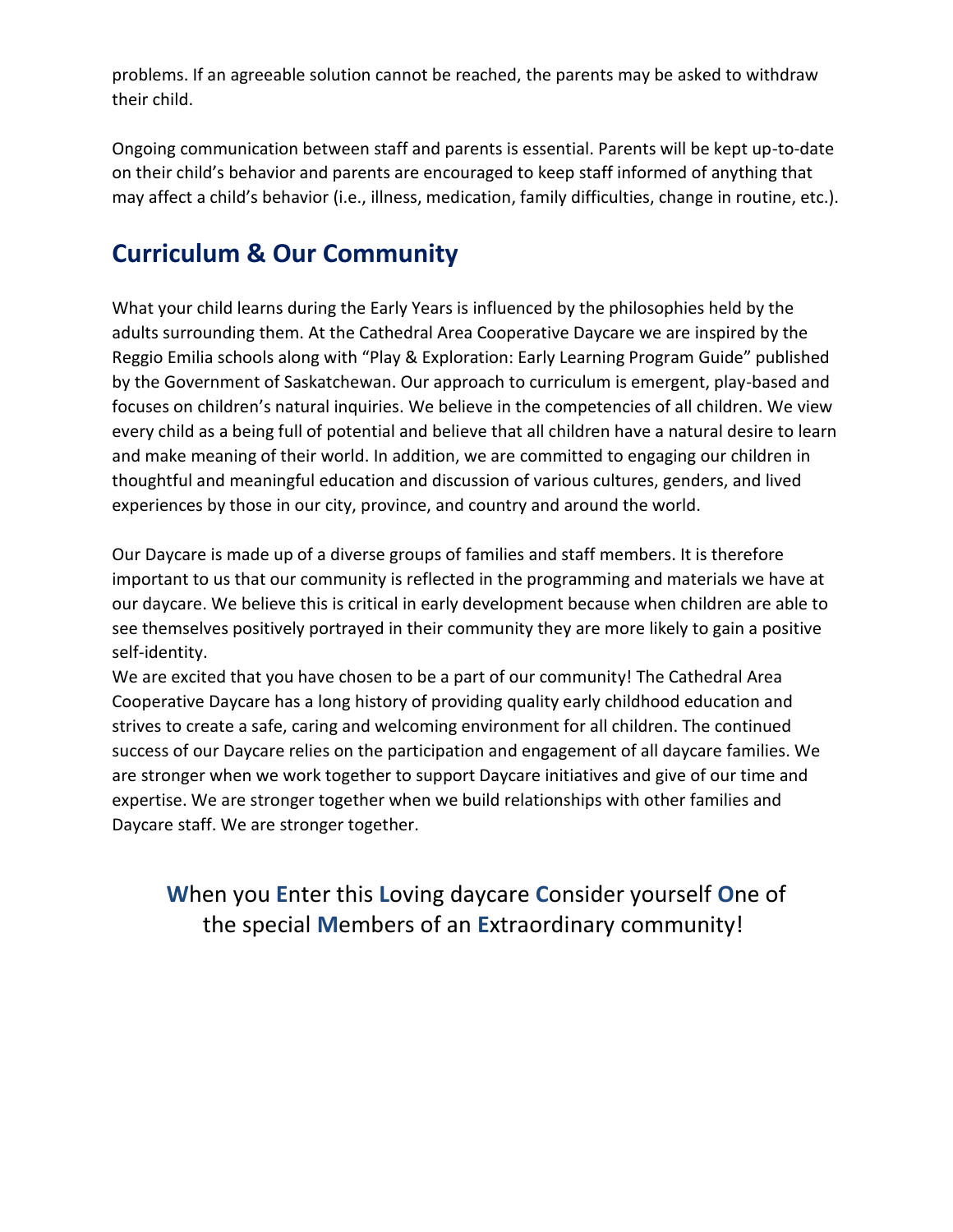problems. If an agreeable solution cannot be reached, the parents may be asked to withdraw their child.

Ongoing communication between staff and parents is essential. Parents will be kept up-to-date on their child's behavior and parents are encouraged to keep staff informed of anything that may affect a child's behavior (i.e., illness, medication, family difficulties, change in routine, etc.).

## Curriculum & Our Community

What your child learns during the Early Years is influenced by the philosophies held by the adults surrounding them. At the Cathedral Area Cooperative Daycare we are inspired by the Reggio Emilia schools along with "Play & Exploration: Early Learning Program Guide" published by the Government of Saskatchewan. Our approach to curriculum is emergent, play-based and focuses on children's natural inquiries. We believe in the competencies of all children. We view every child as a being full of potential and believe that all children have a natural desire to learn and make meaning of their world. In addition, we are committed to engaging our children in thoughtful and meaningful education and discussion of various cultures, genders, and lived experiences by those in our city, province, and country and around the world.

Our Daycare is made up of a diverse groups of families and staff members. It is therefore important to us that our community is reflected in the programming and materials we have at our daycare. We believe this is critical in early development because when children are able to see themselves positively portrayed in their community they are more likely to gain a positive self-identity.

We are excited that you have chosen to be a part of our community! The Cathedral Area Cooperative Daycare has a long history of providing quality early childhood education and strives to create a safe, caring and welcoming environment for all children. The continued success of our Daycare relies on the participation and engagement of all daycare families. We are stronger when we work together to support Daycare initiatives and give of our time and expertise. We are stronger together when we build relationships with other families and Daycare staff. We are stronger together.

**W**hen you **E**nter this **L**oving daycare **C**onsider yourself **O**ne of the special **M**embers of an **E**xtraordinary community!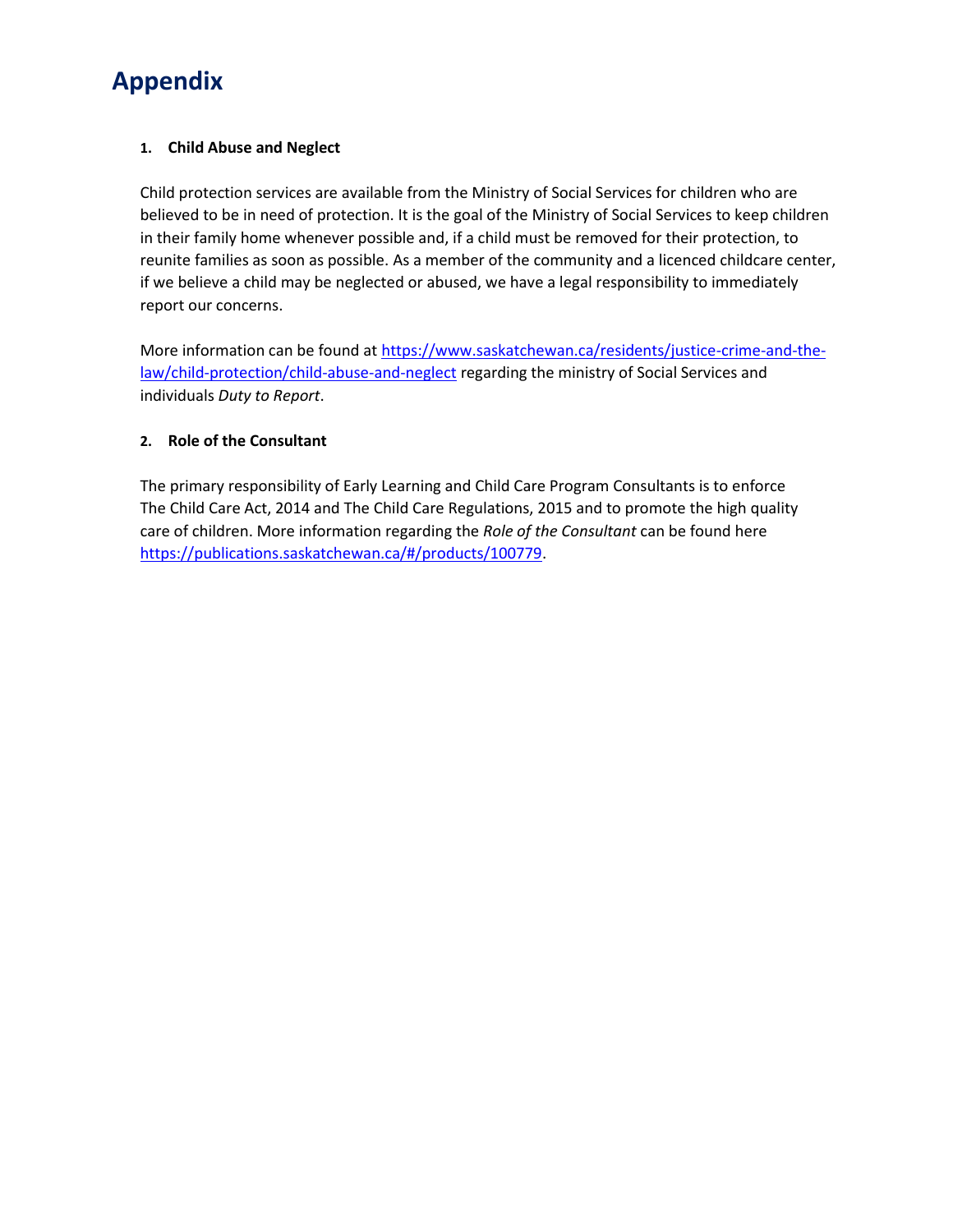# Appendix

### 1. Child Abuse and Neglect

Child protection services are available from the Ministry of Social Services for children who are believed to be in need of protection. It is the goal of the Ministry of Social Services to keep children in their family home whenever possible and, if a child must be removed for their protection, to reunite families as soon as possible. As a member of the community and a licenced childcare center, if we believe a child may be neglected or abused, we have a legal responsibility to immediately report our concerns.

More information can be found at [https://www.saskatchewan.ca/residents/justice-crime-and-the-law/child-protection/child-abuse-and-neglect](https://www.saskatchewan.ca/residents/justice-crime-and-the-law/child-protection/child-abuse-and-neglect) regarding the ministry of Social Services and individuals *Duty to Report*.

### 2. Role of the Consultant

The primary responsibility of Early Learning and Child Care Program Consultants is to enforce The Child Care Act, 2014 and The Child Care Regulations, 2015 and to promote the high quality care of children. More information regarding the *Role of the Consultant* can be found here [https://publications.saskatchewan.ca/#/products/100779](https://publications.saskatchewan.ca/#/products/100779).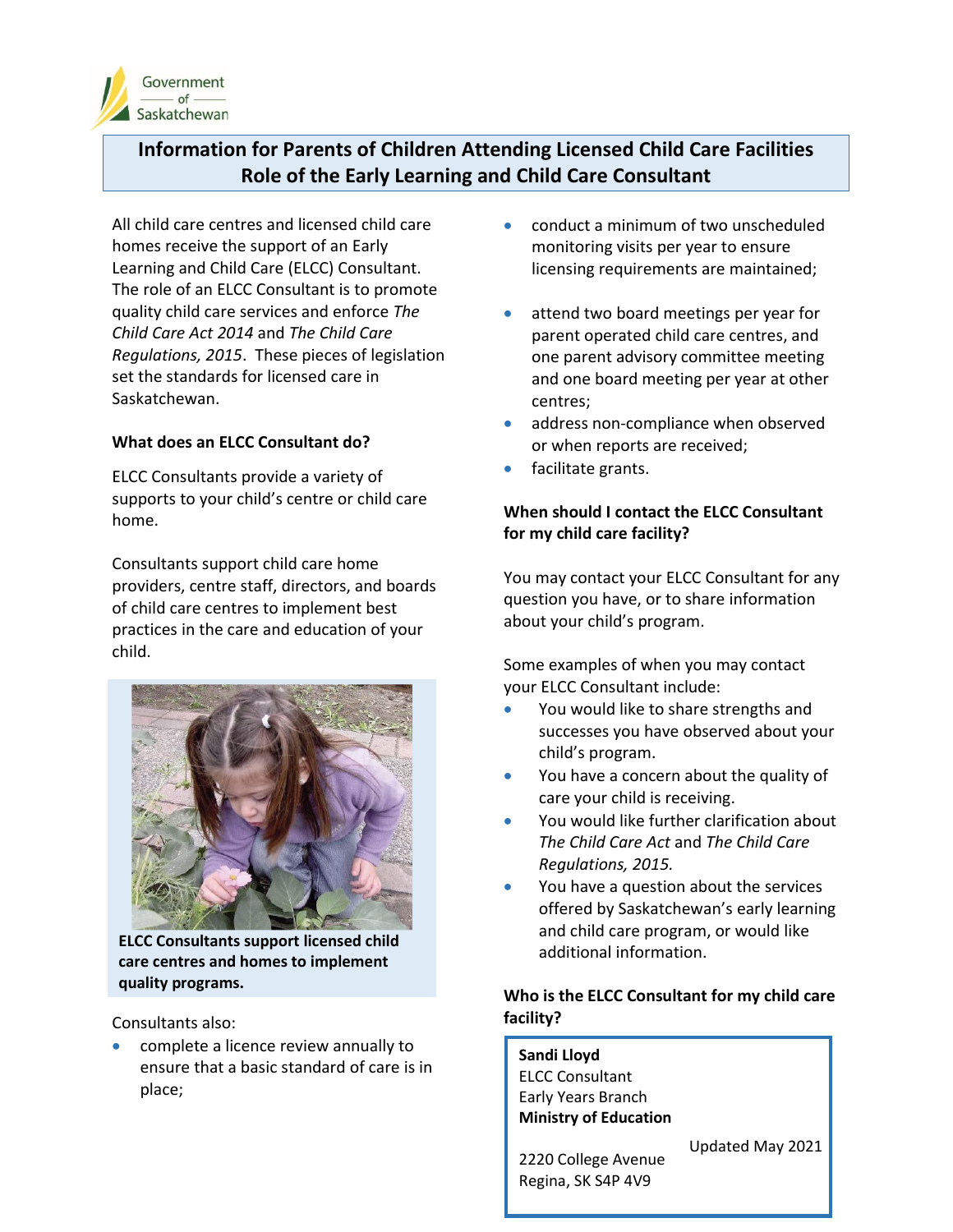Government of Saskatchewan

# Information for Parents of Children Attending Licensed Child Care Facilities
## Role of the Early Learning and Child Care Consultant

All child care centres and licensed child care homes receive the support of an Early Learning and Child Care (ELCC) Consultant. The role of an ELCC Consultant is to promote quality child care services and enforce *The Child Care Act 2014* and *The Child Care Regulations, 2015*. These pieces of legislation set the standards for licensed care in Saskatchewan.

### What does an ELCC Consultant do?

ELCC Consultants provide a variety of supports to your child's centre or child care home.

Consultants support child care home providers, centre staff, directors, and boards of child care centres to implement best practices in the care and education of your child.

**ELCC Consultants support licensed child care centres and homes to implement quality programs.**

Consultants also:

- complete a licence review annually to ensure that a basic standard of care is in place;
- conduct a minimum of two unscheduled monitoring visits per year to ensure licensing requirements are maintained;
- attend two board meetings per year for parent operated child care centres, and one parent advisory committee meeting and one board meeting per year at other centres;
- address non-compliance when observed or when reports are received;
- facilitate grants.

### When should I contact the ELCC Consultant for my child care facility?

You may contact your ELCC Consultant for any question you have, or to share information about your child's program.

Some examples of when you may contact your ELCC Consultant include:

- You would like to share strengths and successes you have observed about your child's program.
- You have a concern about the quality of care your child is receiving.
- You would like further clarification about *The Child Care Act* and *The Child Care Regulations, 2015.*
- You have a question about the services offered by Saskatchewan's early learning and child care program, or would like additional information.

### Who is the ELCC Consultant for my child care facility?

**Sandi Lloyd**
ELCC Consultant
Early Years Branch
**Ministry of Education**

2220 College Avenue
Regina, SK S4P 4V9

Updated May 2021